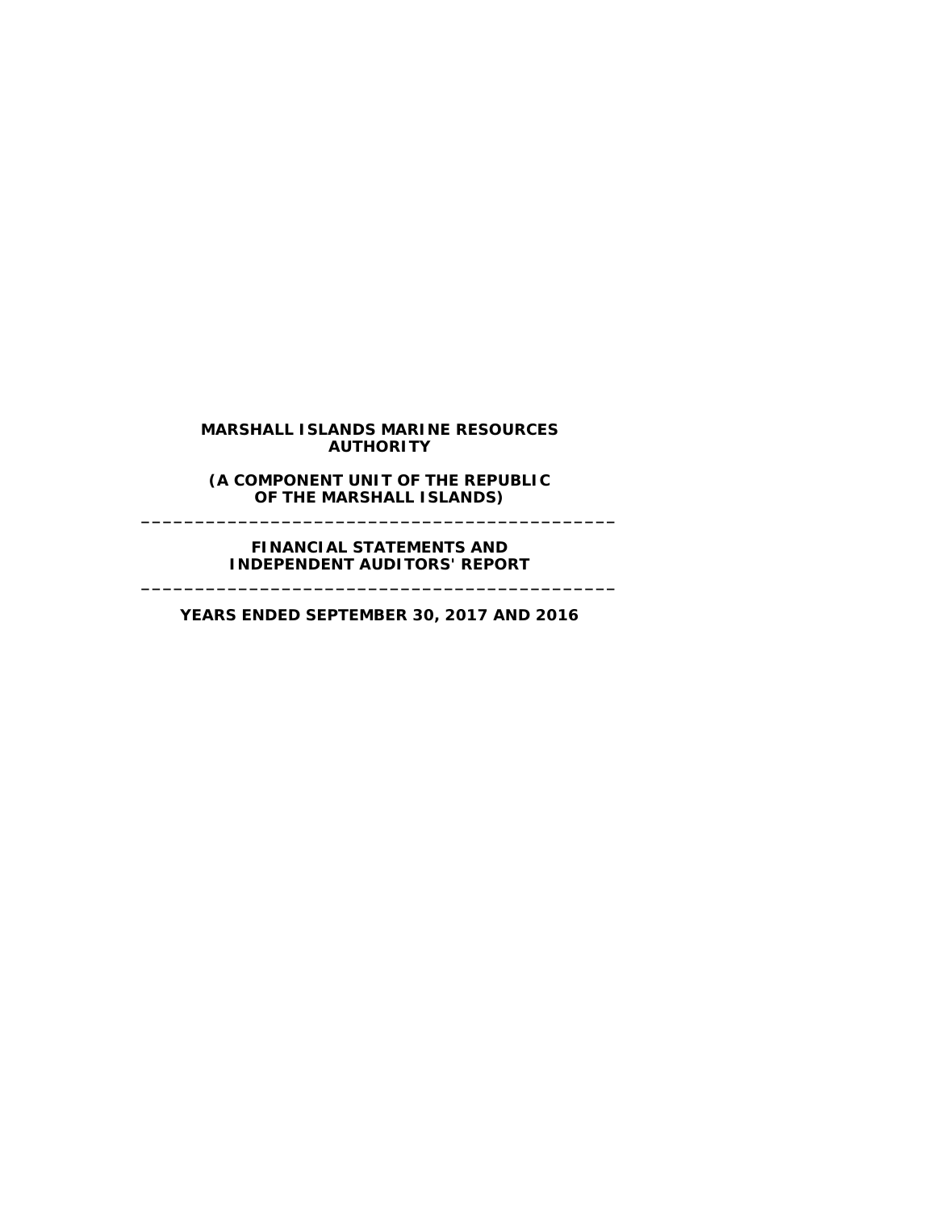# MARSHALL ISLANDS MARINE RESOURCES AUTHORITY

## (A COMPONENT UNIT OF THE REPUBLIC OF THE MARSHALL ISLANDS)

---

## FINANCIAL STATEMENTS AND INDEPENDENT AUDITORS' REPORT

---

## YEARS ENDED SEPTEMBER 30, 2017 AND 2016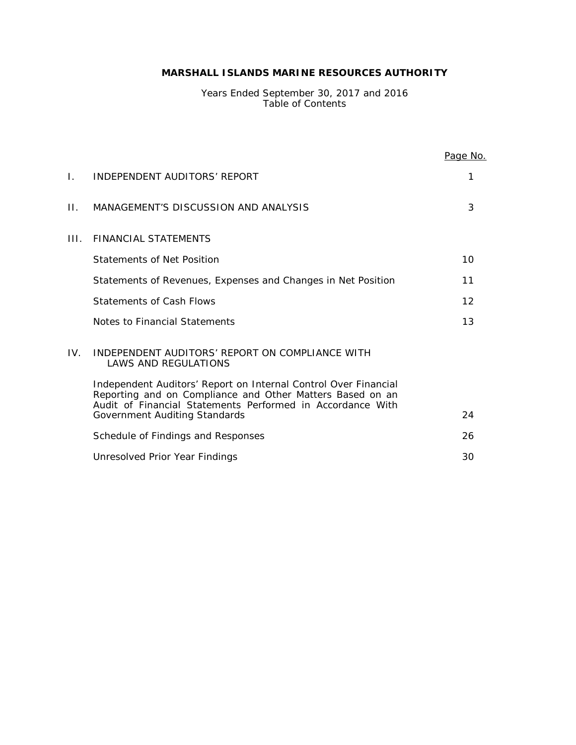# MARSHALL ISLANDS MARINE RESOURCES AUTHORITY

Years Ended September 30, 2017 and 2016
Table of Contents

| | | Page No. |
|---|---|---|
| I. | INDEPENDENT AUDITORS' REPORT | 1 |
| II. | MANAGEMENT'S DISCUSSION AND ANALYSIS | 3 |
| III. | FINANCIAL STATEMENTS | |
| | Statements of Net Position | 10 |
| | Statements of Revenues, Expenses and Changes in Net Position | 11 |
| | Statements of Cash Flows | 12 |
| | Notes to Financial Statements | 13 |
| IV. | INDEPENDENT AUDITORS' REPORT ON COMPLIANCE WITH LAWS AND REGULATIONS | |
| | Independent Auditors' Report on Internal Control Over Financial Reporting and on Compliance and Other Matters Based on an Audit of Financial Statements Performed in Accordance With Government Auditing Standards | 24 |
| | Schedule of Findings and Responses | 26 |
| | Unresolved Prior Year Findings | 30 |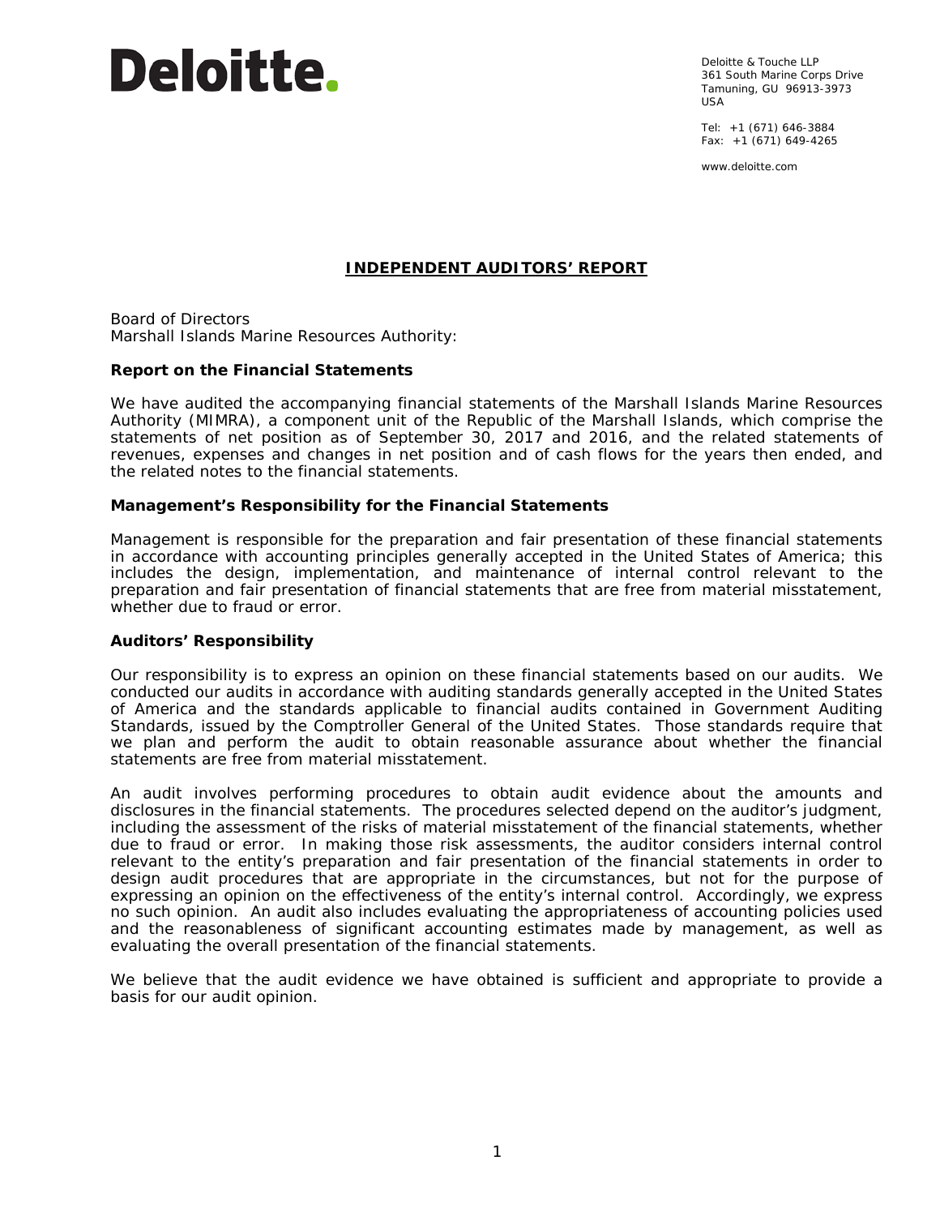Deloitte.

Deloitte & Touche LLP
361 South Marine Corps Drive
Tamuning, GU 96913-3973
USA

Tel: +1 (671) 646-3884
Fax: +1 (671) 649-4265

www.deloitte.com

# INDEPENDENT AUDITORS' REPORT

Board of Directors
Marshall Islands Marine Resources Authority:

## Report on the Financial Statements

We have audited the accompanying financial statements of the Marshall Islands Marine Resources Authority (MIMRA), a component unit of the Republic of the Marshall Islands, which comprise the statements of net position as of September 30, 2017 and 2016, and the related statements of revenues, expenses and changes in net position and of cash flows for the years then ended, and the related notes to the financial statements.

## Management's Responsibility for the Financial Statements

Management is responsible for the preparation and fair presentation of these financial statements in accordance with accounting principles generally accepted in the United States of America; this includes the design, implementation, and maintenance of internal control relevant to the preparation and fair presentation of financial statements that are free from material misstatement, whether due to fraud or error.

## Auditors' Responsibility

Our responsibility is to express an opinion on these financial statements based on our audits. We conducted our audits in accordance with auditing standards generally accepted in the United States of America and the standards applicable to financial audits contained in Government Auditing Standards, issued by the Comptroller General of the United States. Those standards require that we plan and perform the audit to obtain reasonable assurance about whether the financial statements are free from material misstatement.

An audit involves performing procedures to obtain audit evidence about the amounts and disclosures in the financial statements. The procedures selected depend on the auditor's judgment, including the assessment of the risks of material misstatement of the financial statements, whether due to fraud or error. In making those risk assessments, the auditor considers internal control relevant to the entity's preparation and fair presentation of the financial statements in order to design audit procedures that are appropriate in the circumstances, but not for the purpose of expressing an opinion on the effectiveness of the entity's internal control. Accordingly, we express no such opinion. An audit also includes evaluating the appropriateness of accounting policies used and the reasonableness of significant accounting estimates made by management, as well as evaluating the overall presentation of the financial statements.

We believe that the audit evidence we have obtained is sufficient and appropriate to provide a basis for our audit opinion.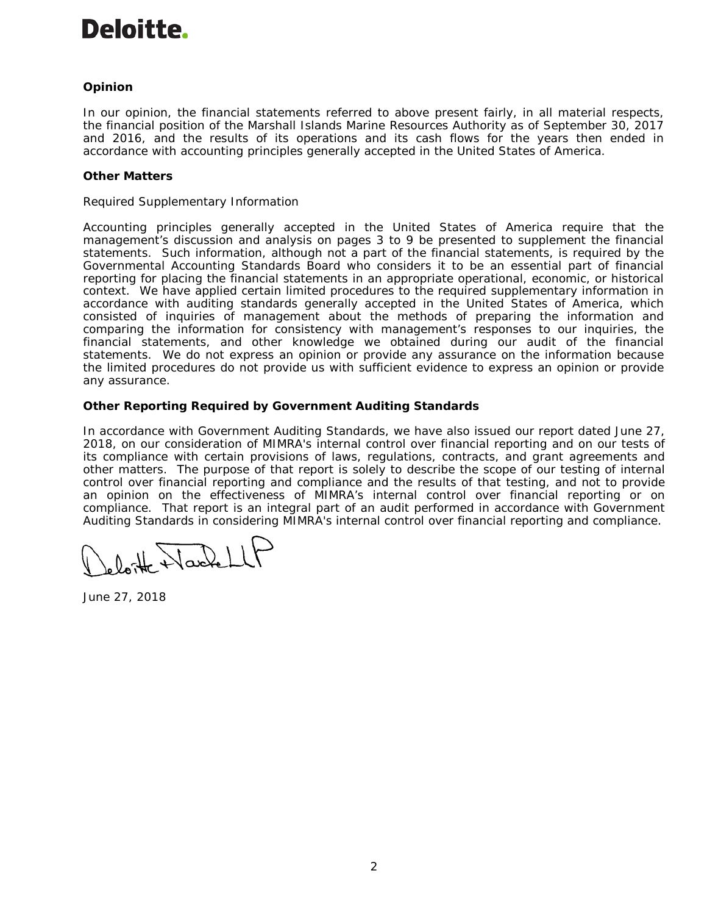**Deloitte.**

**Opinion**

In our opinion, the financial statements referred to above present fairly, in all material respects, the financial position of the Marshall Islands Marine Resources Authority as of September 30, 2017 and 2016, and the results of its operations and its cash flows for the years then ended in accordance with accounting principles generally accepted in the United States of America.

**Other Matters**

Required Supplementary Information

Accounting principles generally accepted in the United States of America require that the management's discussion and analysis on pages 3 to 9 be presented to supplement the financial statements. Such information, although not a part of the financial statements, is required by the Governmental Accounting Standards Board who considers it to be an essential part of financial reporting for placing the financial statements in an appropriate operational, economic, or historical context. We have applied certain limited procedures to the required supplementary information in accordance with auditing standards generally accepted in the United States of America, which consisted of inquiries of management about the methods of preparing the information and comparing the information for consistency with management's responses to our inquiries, the financial statements, and other knowledge we obtained during our audit of the financial statements. We do not express an opinion or provide any assurance on the information because the limited procedures do not provide us with sufficient evidence to express an opinion or provide any assurance.

**Other Reporting Required by Government Auditing Standards**

In accordance with Government Auditing Standards, we have also issued our report dated June 27, 2018, on our consideration of MIMRA's internal control over financial reporting and on our tests of its compliance with certain provisions of laws, regulations, contracts, and grant agreements and other matters. The purpose of that report is solely to describe the scope of our testing of internal control over financial reporting and compliance and the results of that testing, and not to provide an opinion on the effectiveness of MIMRA's internal control over financial reporting or on compliance. That report is an integral part of an audit performed in accordance with Government Auditing Standards in considering MIMRA's internal control over financial reporting and compliance.

Deloitte & Touche LLP

June 27, 2018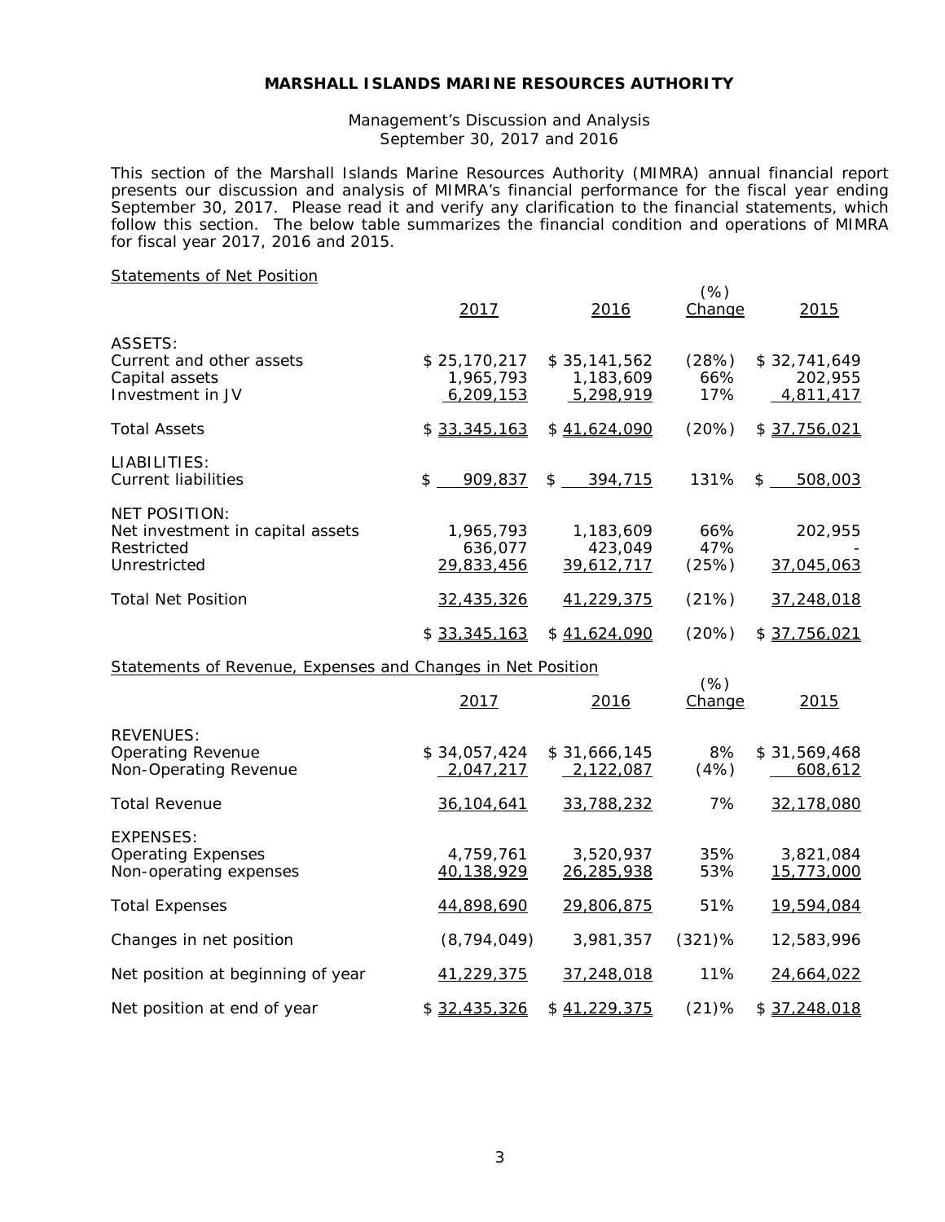# MARSHALL ISLANDS MARINE RESOURCES AUTHORITY

Management's Discussion and Analysis
September 30, 2017 and 2016

This section of the Marshall Islands Marine Resources Authority (MIMRA) annual financial report presents our discussion and analysis of MIMRA's financial performance for the fiscal year ending September 30, 2017. Please read it and verify any clarification to the financial statements, which follow this section. The below table summarizes the financial condition and operations of MIMRA for fiscal year 2017, 2016 and 2015.

Statements of Net Position

| | 2017 | 2016 | (%) Change | 2015 |
|---|---|---|---|---|
| ASSETS: | | | | |
| Current and other assets | $ 25,170,217 | $ 35,141,562 | (28%) | $ 32,741,649 |
| Capital assets | 1,965,793 | 1,183,609 | 66% | 202,955 |
| Investment in JV | 6,209,153 | 5,298,919 | 17% | 4,811,417 |
| Total Assets | $ 33,345,163 | $ 41,624,090 | (20%) | $ 37,756,021 |
| LIABILITIES: | | | | |
| Current liabilities | $ 909,837 | $ 394,715 | 131% | $ 508,003 |
| NET POSITION: | | | | |
| Net investment in capital assets | 1,965,793 | 1,183,609 | 66% | 202,955 |
| Restricted | 636,077 | 423,049 | 47% | - |
| Unrestricted | 29,833,456 | 39,612,717 | (25%) | 37,045,063 |
| Total Net Position | 32,435,326 | 41,229,375 | (21%) | 37,248,018 |
| | $ 33,345,163 | $ 41,624,090 | (20%) | $ 37,756,021 |

Statements of Revenue, Expenses and Changes in Net Position

| | 2017 | 2016 | (%) Change | 2015 |
|---|---|---|---|---|
| REVENUES: | | | | |
| Operating Revenue | $ 34,057,424 | $ 31,666,145 | 8% | $ 31,569,468 |
| Non-Operating Revenue | 2,047,217 | 2,122,087 | (4%) | 608,612 |
| Total Revenue | 36,104,641 | 33,788,232 | 7% | 32,178,080 |
| EXPENSES: | | | | |
| Operating Expenses | 4,759,761 | 3,520,937 | 35% | 3,821,084 |
| Non-operating expenses | 40,138,929 | 26,285,938 | 53% | 15,773,000 |
| Total Expenses | 44,898,690 | 29,806,875 | 51% | 19,594,084 |
| Changes in net position | (8,794,049) | 3,981,357 | (321)% | 12,583,996 |
| Net position at beginning of year | 41,229,375 | 37,248,018 | 11% | 24,664,022 |
| Net position at end of year | $ 32,435,326 | $ 41,229,375 | (21)% | $ 37,248,018 |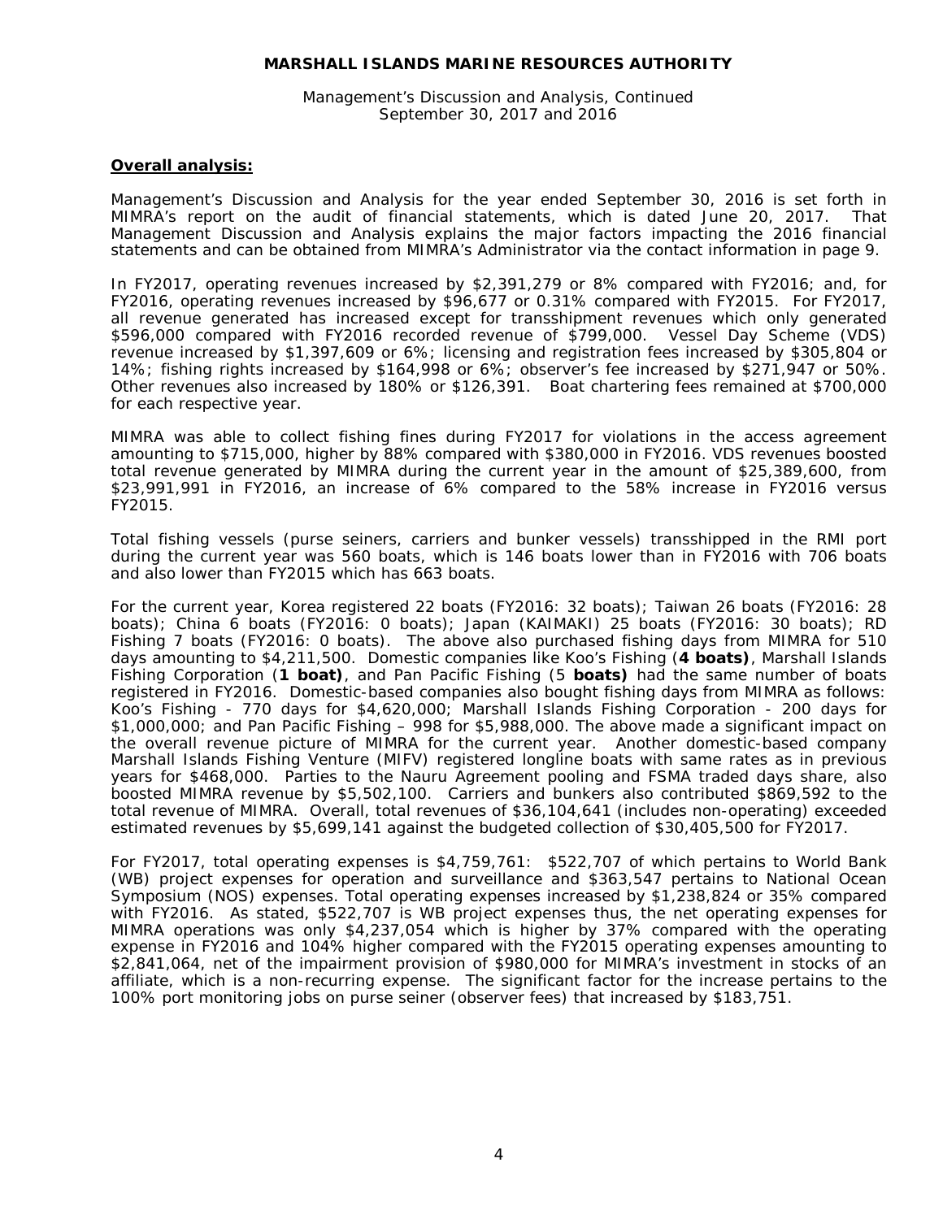## Overall analysis:

Management's Discussion and Analysis for the year ended September 30, 2016 is set forth in MIMRA's report on the audit of financial statements, which is dated June 20, 2017. That Management Discussion and Analysis explains the major factors impacting the 2016 financial statements and can be obtained from MIMRA's Administrator via the contact information in page 9.

In FY2017, operating revenues increased by $2,391,279 or 8% compared with FY2016; and, for FY2016, operating revenues increased by $96,677 or 0.31% compared with FY2015. For FY2017, all revenue generated has increased except for transshipment revenues which only generated $596,000 compared with FY2016 recorded revenue of $799,000. Vessel Day Scheme (VDS) revenue increased by $1,397,609 or 6%; licensing and registration fees increased by $305,804 or 14%; fishing rights increased by $164,998 or 6%; observer's fee increased by $271,947 or 50%. Other revenues also increased by 180% or $126,391. Boat chartering fees remained at $700,000 for each respective year.

MIMRA was able to collect fishing fines during FY2017 for violations in the access agreement amounting to $715,000, higher by 88% compared with $380,000 in FY2016. VDS revenues boosted total revenue generated by MIMRA during the current year in the amount of $25,389,600, from $23,991,991 in FY2016, an increase of 6% compared to the 58% increase in FY2016 versus FY2015.

Total fishing vessels (purse seiners, carriers and bunker vessels) transshipped in the RMI port during the current year was 560 boats, which is 146 boats lower than in FY2016 with 706 boats and also lower than FY2015 which has 663 boats.

For the current year, Korea registered 22 boats (FY2016: 32 boats); Taiwan 26 boats (FY2016: 28 boats); China 6 boats (FY2016: 0 boats); Japan (KAIMAKI) 25 boats (FY2016: 30 boats); RD Fishing 7 boats (FY2016: 0 boats). The above also purchased fishing days from MIMRA for 510 days amounting to $4,211,500. Domestic companies like Koo's Fishing (**4 boats)**, Marshall Islands Fishing Corporation (**1 boat)**, and Pan Pacific Fishing (5 **boats)** had the same number of boats registered in FY2016. Domestic-based companies also bought fishing days from MIMRA as follows: Koo's Fishing - 770 days for $4,620,000; Marshall Islands Fishing Corporation - 200 days for $1,000,000; and Pan Pacific Fishing – 998 for $5,988,000. The above made a significant impact on the overall revenue picture of MIMRA for the current year. Another domestic-based company Marshall Islands Fishing Venture (MIFV) registered longline boats with same rates as in previous years for $468,000. Parties to the Nauru Agreement pooling and FSMA traded days share, also boosted MIMRA revenue by $5,502,100. Carriers and bunkers also contributed $869,592 to the total revenue of MIMRA. Overall, total revenues of $36,104,641 (includes non-operating) exceeded estimated revenues by $5,699,141 against the budgeted collection of $30,405,500 for FY2017.

For FY2017, total operating expenses is $4,759,761: $522,707 of which pertains to World Bank (WB) project expenses for operation and surveillance and $363,547 pertains to National Ocean Symposium (NOS) expenses. Total operating expenses increased by $1,238,824 or 35% compared with FY2016. As stated, $522,707 is WB project expenses thus, the net operating expenses for MIMRA operations was only $4,237,054 which is higher by 37% compared with the operating expense in FY2016 and 104% higher compared with the FY2015 operating expenses amounting to $2,841,064, net of the impairment provision of $980,000 for MIMRA's investment in stocks of an affiliate, which is a non-recurring expense. The significant factor for the increase pertains to the 100% port monitoring jobs on purse seiner (observer fees) that increased by $183,751.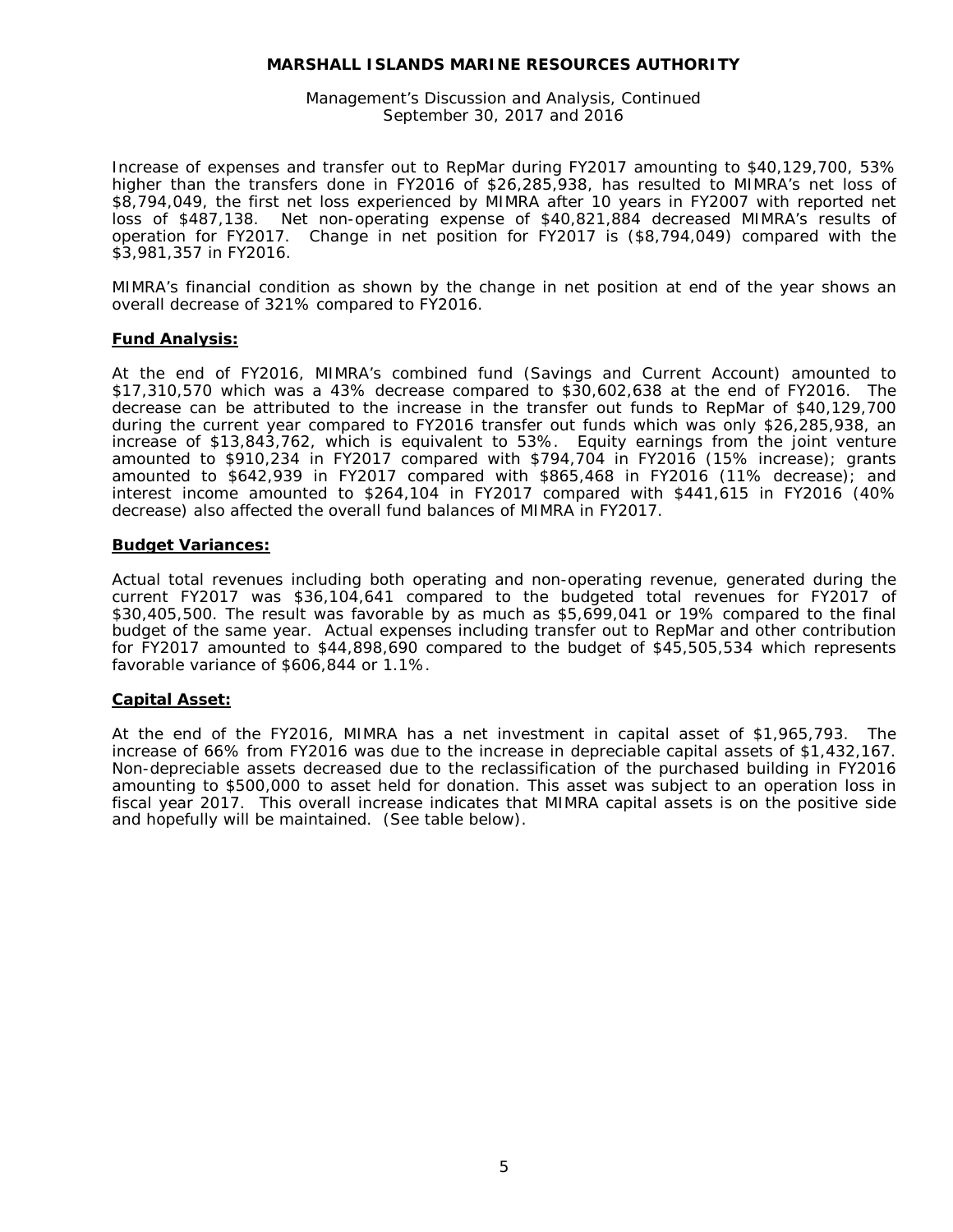Increase of expenses and transfer out to RepMar during FY2017 amounting to $40,129,700, 53% higher than the transfers done in FY2016 of $26,285,938, has resulted to MIMRA's net loss of $8,794,049, the first net loss experienced by MIMRA after 10 years in FY2007 with reported net loss of $487,138. Net non-operating expense of $40,821,884 decreased MIMRA's results of operation for FY2017. Change in net position for FY2017 is ($8,794,049) compared with the $3,981,357 in FY2016.

MIMRA's financial condition as shown by the change in net position at end of the year shows an overall decrease of 321% compared to FY2016.

## **Fund Analysis:**

At the end of FY2016, MIMRA's combined fund (Savings and Current Account) amounted to $17,310,570 which was a 43% decrease compared to $30,602,638 at the end of FY2016. The decrease can be attributed to the increase in the transfer out funds to RepMar of $40,129,700 during the current year compared to FY2016 transfer out funds which was only $26,285,938, an increase of $13,843,762, which is equivalent to 53%. Equity earnings from the joint venture amounted to $910,234 in FY2017 compared with $794,704 in FY2016 (15% increase); grants amounted to $642,939 in FY2017 compared with $865,468 in FY2016 (11% decrease); and interest income amounted to $264,104 in FY2017 compared with $441,615 in FY2016 (40% decrease) also affected the overall fund balances of MIMRA in FY2017.

## **Budget Variances:**

Actual total revenues including both operating and non-operating revenue, generated during the current FY2017 was $36,104,641 compared to the budgeted total revenues for FY2017 of $30,405,500. The result was favorable by as much as $5,699,041 or 19% compared to the final budget of the same year. Actual expenses including transfer out to RepMar and other contribution for FY2017 amounted to $44,898,690 compared to the budget of $45,505,534 which represents favorable variance of $606,844 or 1.1%.

## **Capital Asset:**

At the end of the FY2016, MIMRA has a net investment in capital asset of $1,965,793. The increase of 66% from FY2016 was due to the increase in depreciable capital assets of $1,432,167. Non-depreciable assets decreased due to the reclassification of the purchased building in FY2016 amounting to $500,000 to asset held for donation. This asset was subject to an operation loss in fiscal year 2017. This overall increase indicates that MIMRA capital assets is on the positive side and hopefully will be maintained. (See table below).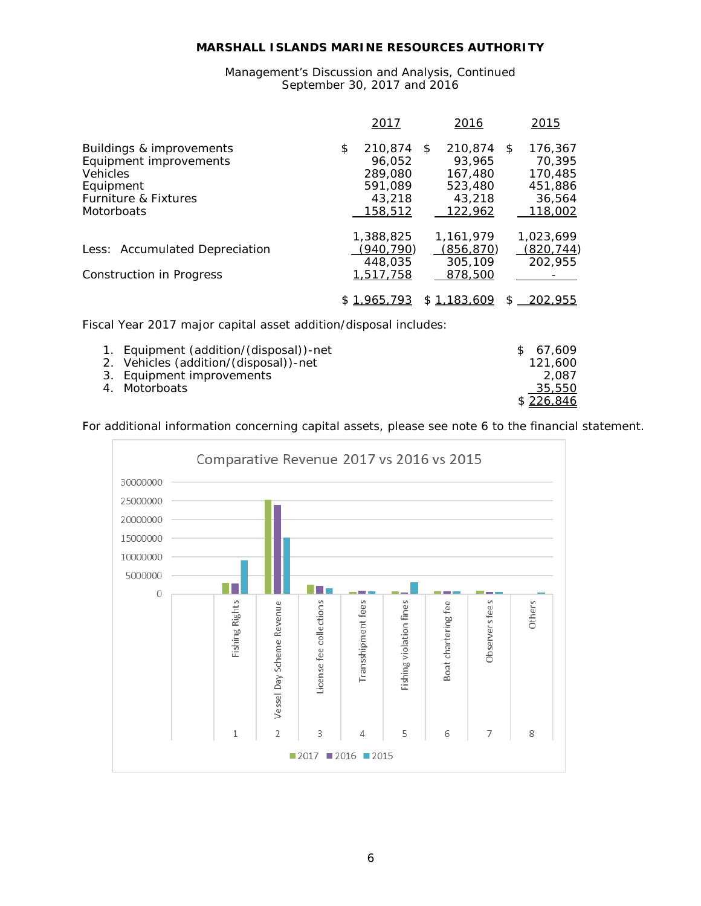# MARSHALL ISLANDS MARINE RESOURCES AUTHORITY

Management's Discussion and Analysis, Continued
September 30, 2017 and 2016

| | 2017 | 2016 | 2015 |
|---|---|---|---|
| Buildings & improvements | $ 210,874 | $ 210,874 | $ 176,367 |
| Equipment improvements | 96,052 | 93,965 | 70,395 |
| Vehicles | 289,080 | 167,480 | 170,485 |
| Equipment | 591,089 | 523,480 | 451,886 |
| Furniture & Fixtures | 43,218 | 43,218 | 36,564 |
| Motorboats | 158,512 | 122,962 | 118,002 |
| | 1,388,825 | 1,161,979 | 1,023,699 |
| Less: Accumulated Depreciation | (940,790) | (856,870) | (820,744) |
| | 448,035 | 305,109 | 202,955 |
| Construction in Progress | 1,517,758 | 878,500 | - |
| | $ 1,965,793 | $ 1,183,609 | $ 202,955 |

Fiscal Year 2017 major capital asset addition/disposal includes:

| | |
|---|---|
| 1. Equipment (addition/(disposal))-net | $ 67,609 |
| 2. Vehicles (addition/(disposal))-net | 121,600 |
| 3. Equipment improvements | 2,087 |
| 4. Motorboats | 35,550 |
| | $ 226,846 |

For additional information concerning capital assets, please see note 6 to the financial statement.

Comparative Revenue 2017 vs 2016 vs 2015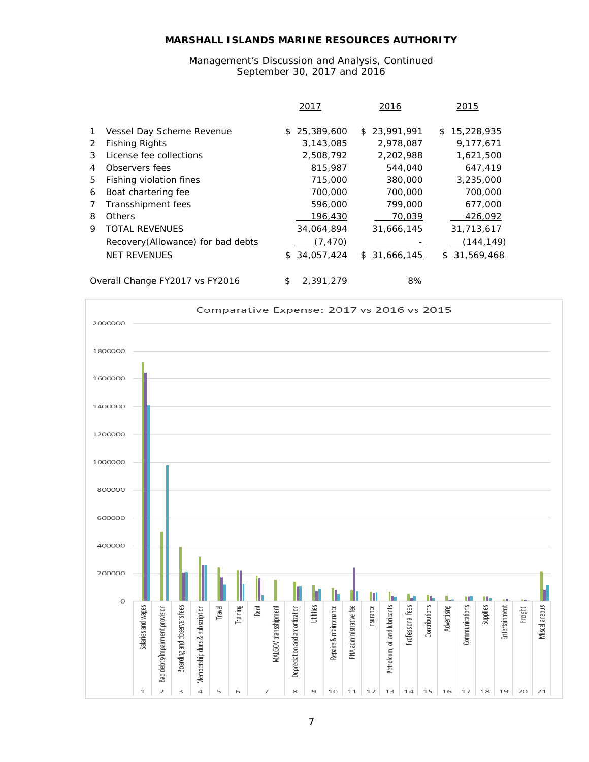## MARSHALL ISLANDS MARINE RESOURCES AUTHORITY

Management's Discussion and Analysis, Continued
September 30, 2017 and 2016

| | | 2017 | 2016 | 2015 |
|---|---|---|---|---|
| 1 | Vessel Day Scheme Revenue | $ 25,389,600 | $ 23,991,991 | $ 15,228,935 |
| 2 | Fishing Rights | 3,143,085 | 2,978,087 | 9,177,671 |
| 3 | License fee collections | 2,508,792 | 2,202,988 | 1,621,500 |
| 4 | Observers fees | 815,987 | 544,040 | 647,419 |
| 5 | Fishing violation fines | 715,000 | 380,000 | 3,235,000 |
| 6 | Boat chartering fee | 700,000 | 700,000 | 700,000 |
| 7 | Transshipment fees | 596,000 | 799,000 | 677,000 |
| 8 | Others | 196,430 | 70,039 | 426,092 |
| 9 | TOTAL REVENUES | 34,064,894 | 31,666,145 | 31,713,617 |
| | Recovery(Allowance) for bad debts | (7,470) | - | (144,149) |
| | NET REVENUES | $ 34,057,424 | $ 31,666,145 | $ 31,569,468 |

Overall Change FY2017 vs FY2016 $ 2,391,279 8%

Comparative Expense: 2017 vs 2016 vs 2015

| No. | Expense |
|---|---|
| 1 | Salaries and wages |
| 2 | Bad debts/Impairment provision |
| 3 | Boarding and observers fees |
| 4 | Membership dues & subscription |
| 5 | Travel |
| 6 | Training |
| 7 | Rent |
| 7 | MALGOV transshipment |
| 8 | Depreciation and amortization |
| 9 | Utilities |
| 10 | Repairs & maintenance |
| 11 | PNA administrative fee |
| 12 | Insurance |
| 13 | Petroleum, oil and lubricants |
| 14 | Professional fees |
| 15 | Contributions |
| 16 | Advertising |
| 17 | Communications |
| 18 | Supplies |
| 19 | Entertainment |
| 20 | Freight |
| 21 | Miscellaneous |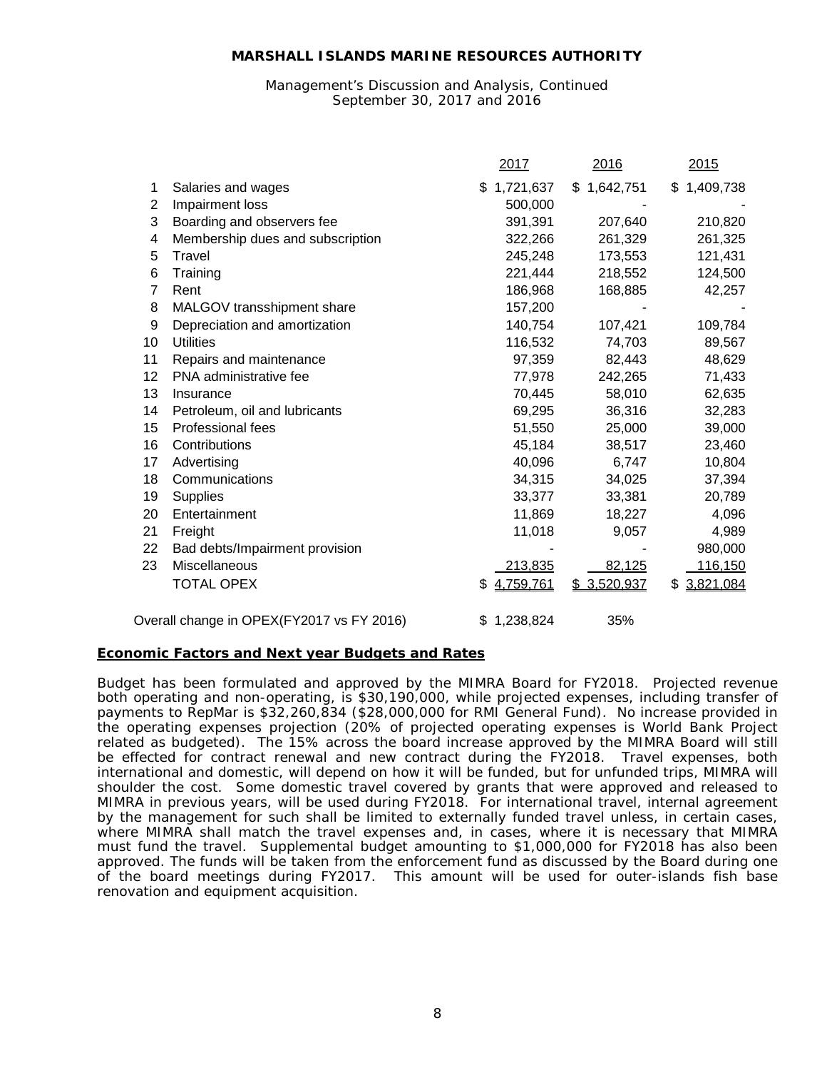**MARSHALL ISLANDS MARINE RESOURCES AUTHORITY**

Management's Discussion and Analysis, Continued
September 30, 2017 and 2016

| | | 2017 | 2016 | 2015 |
|---|---|---|---|---|
| 1 | Salaries and wages | $ 1,721,637 | $ 1,642,751 | $ 1,409,738 |
| 2 | Impairment loss | 500,000 | - | - |
| 3 | Boarding and observers fee | 391,391 | 207,640 | 210,820 |
| 4 | Membership dues and subscription | 322,266 | 261,329 | 261,325 |
| 5 | Travel | 245,248 | 173,553 | 121,431 |
| 6 | Training | 221,444 | 218,552 | 124,500 |
| 7 | Rent | 186,968 | 168,885 | 42,257 |
| 8 | MALGOV transshipment share | 157,200 | - | - |
| 9 | Depreciation and amortization | 140,754 | 107,421 | 109,784 |
| 10 | Utilities | 116,532 | 74,703 | 89,567 |
| 11 | Repairs and maintenance | 97,359 | 82,443 | 48,629 |
| 12 | PNA administrative fee | 77,978 | 242,265 | 71,433 |
| 13 | Insurance | 70,445 | 58,010 | 62,635 |
| 14 | Petroleum, oil and lubricants | 69,295 | 36,316 | 32,283 |
| 15 | Professional fees | 51,550 | 25,000 | 39,000 |
| 16 | Contributions | 45,184 | 38,517 | 23,460 |
| 17 | Advertising | 40,096 | 6,747 | 10,804 |
| 18 | Communications | 34,315 | 34,025 | 37,394 |
| 19 | Supplies | 33,377 | 33,381 | 20,789 |
| 20 | Entertainment | 11,869 | 18,227 | 4,096 |
| 21 | Freight | 11,018 | 9,057 | 4,989 |
| 22 | Bad debts/Impairment provision | - | - | 980,000 |
| 23 | Miscellaneous | 213,835 | 82,125 | 116,150 |
| | TOTAL OPEX | $ 4,759,761 | $ 3,520,937 | $ 3,821,084 |
| | Overall change in OPEX(FY2017 vs FY 2016) | $ 1,238,824 | 35% | |

## Economic Factors and Next year Budgets and Rates

Budget has been formulated and approved by the MIMRA Board for FY2018. Projected revenue both operating and non-operating, is $30,190,000, while projected expenses, including transfer of payments to RepMar is $32,260,834 ($28,000,000 for RMI General Fund). No increase provided in the operating expenses projection (20% of projected operating expenses is World Bank Project related as budgeted). The 15% across the board increase approved by the MIMRA Board will still be effected for contract renewal and new contract during the FY2018. Travel expenses, both international and domestic, will depend on how it will be funded, but for unfunded trips, MIMRA will shoulder the cost. Some domestic travel covered by grants that were approved and released to MIMRA in previous years, will be used during FY2018. For international travel, internal agreement by the management for such shall be limited to externally funded travel unless, in certain cases, where MIMRA shall match the travel expenses and, in cases, where it is necessary that MIMRA must fund the travel. Supplemental budget amounting to $1,000,000 for FY2018 has also been approved. The funds will be taken from the enforcement fund as discussed by the Board during one of the board meetings during FY2017. This amount will be used for outer-islands fish base renovation and equipment acquisition.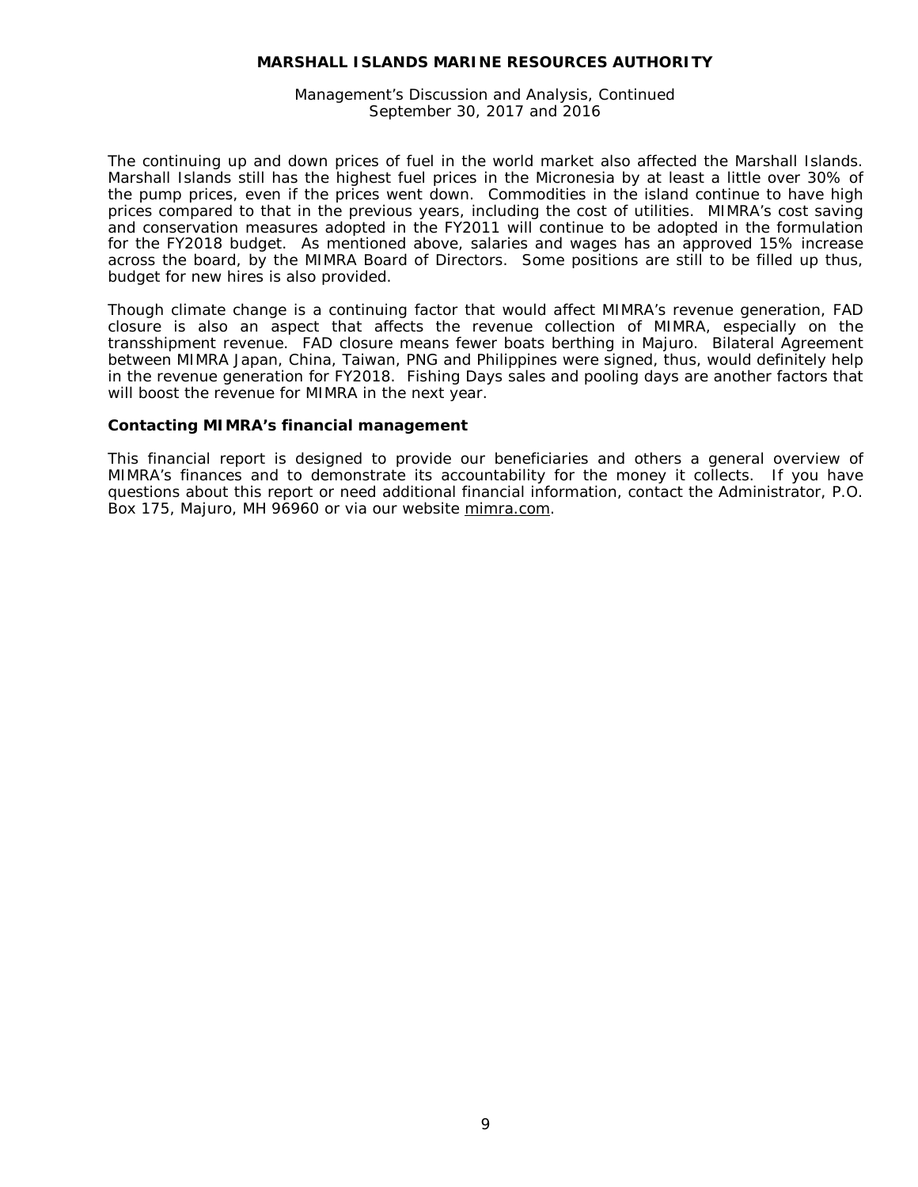The continuing up and down prices of fuel in the world market also affected the Marshall Islands. Marshall Islands still has the highest fuel prices in the Micronesia by at least a little over 30% of the pump prices, even if the prices went down. Commodities in the island continue to have high prices compared to that in the previous years, including the cost of utilities. MIMRA's cost saving and conservation measures adopted in the FY2011 will continue to be adopted in the formulation for the FY2018 budget. As mentioned above, salaries and wages has an approved 15% increase across the board, by the MIMRA Board of Directors. Some positions are still to be filled up thus, budget for new hires is also provided.

Though climate change is a continuing factor that would affect MIMRA's revenue generation, FAD closure is also an aspect that affects the revenue collection of MIMRA, especially on the transshipment revenue. FAD closure means fewer boats berthing in Majuro. Bilateral Agreement between MIMRA Japan, China, Taiwan, PNG and Philippines were signed, thus, would definitely help in the revenue generation for FY2018. Fishing Days sales and pooling days are another factors that will boost the revenue for MIMRA in the next year.

### Contacting MIMRA's financial management

This financial report is designed to provide our beneficiaries and others a general overview of MIMRA's finances and to demonstrate its accountability for the money it collects. If you have questions about this report or need additional financial information, contact the Administrator, P.O. Box 175, Majuro, MH 96960 or via our website mimra.com.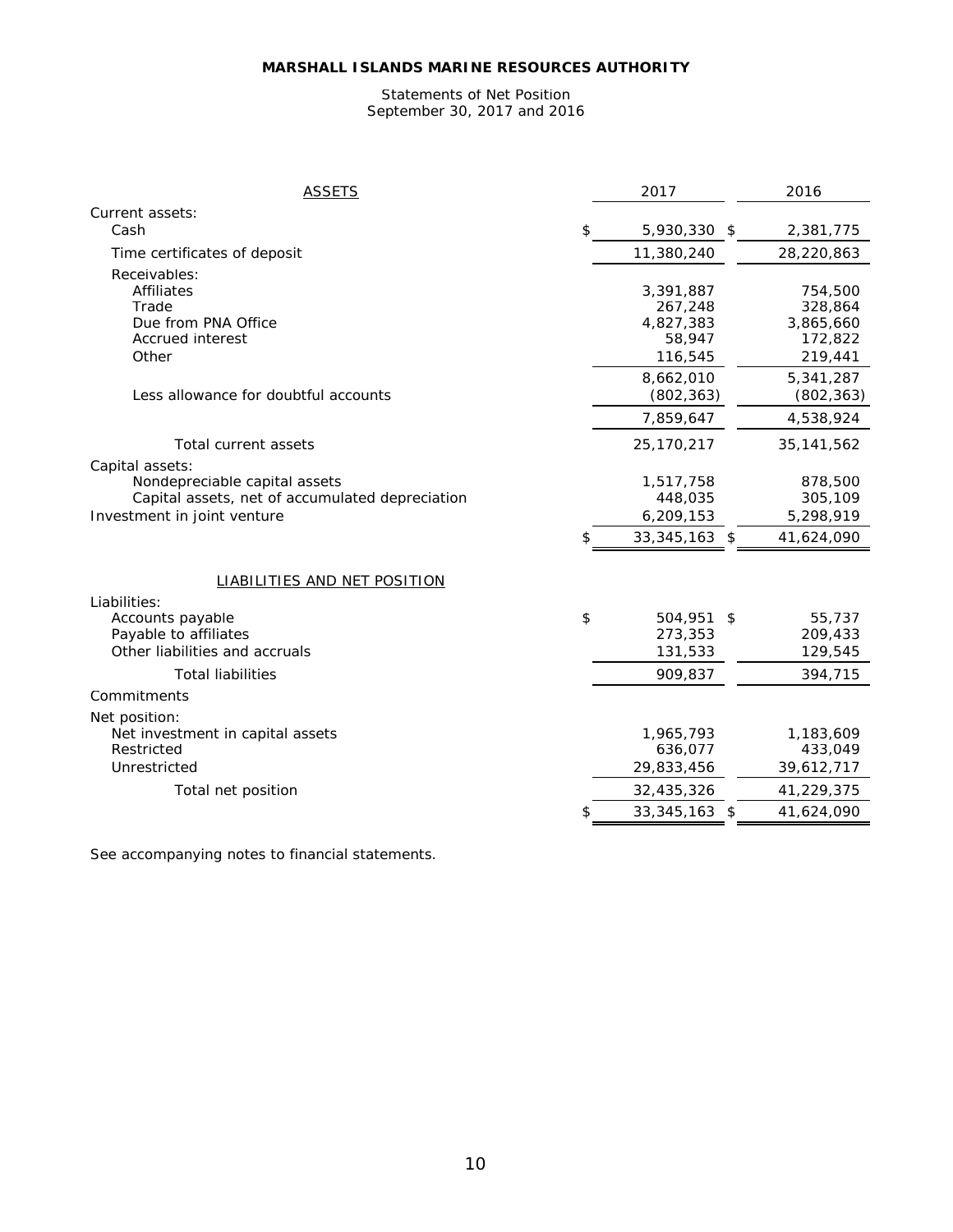**MARSHALL ISLANDS MARINE RESOURCES AUTHORITY**

Statements of Net Position
September 30, 2017 and 2016

| ASSETS | 2017 | 2016 |
|---|---|---|
| Current assets: | | |
| Cash | $ 5,930,330 | $ 2,381,775 |
| Time certificates of deposit | 11,380,240 | 28,220,863 |
| Receivables: | | |
| Affiliates | 3,391,887 | 754,500 |
| Trade | 267,248 | 328,864 |
| Due from PNA Office | 4,827,383 | 3,865,660 |
| Accrued interest | 58,947 | 172,822 |
| Other | 116,545 | 219,441 |
| | 8,662,010 | 5,341,287 |
| Less allowance for doubtful accounts | (802,363) | (802,363) |
| | 7,859,647 | 4,538,924 |
| Total current assets | 25,170,217 | 35,141,562 |
| Capital assets: | | |
| Nondepreciable capital assets | 1,517,758 | 878,500 |
| Capital assets, net of accumulated depreciation | 448,035 | 305,109 |
| Investment in joint venture | 6,209,153 | 5,298,919 |
| | $ 33,345,163 | $ 41,624,090 |

| LIABILITIES AND NET POSITION | 2017 | 2016 |
|---|---|---|
| Liabilities: | | |
| Accounts payable | $ 504,951 | $ 55,737 |
| Payable to affiliates | 273,353 | 209,433 |
| Other liabilities and accruals | 131,533 | 129,545 |
| Total liabilities | 909,837 | 394,715 |
| Commitments | | |
| Net position: | | |
| Net investment in capital assets | 1,965,793 | 1,183,609 |
| Restricted | 636,077 | 433,049 |
| Unrestricted | 29,833,456 | 39,612,717 |
| Total net position | 32,435,326 | 41,229,375 |
| | $ 33,345,163 | $ 41,624,090 |

See accompanying notes to financial statements.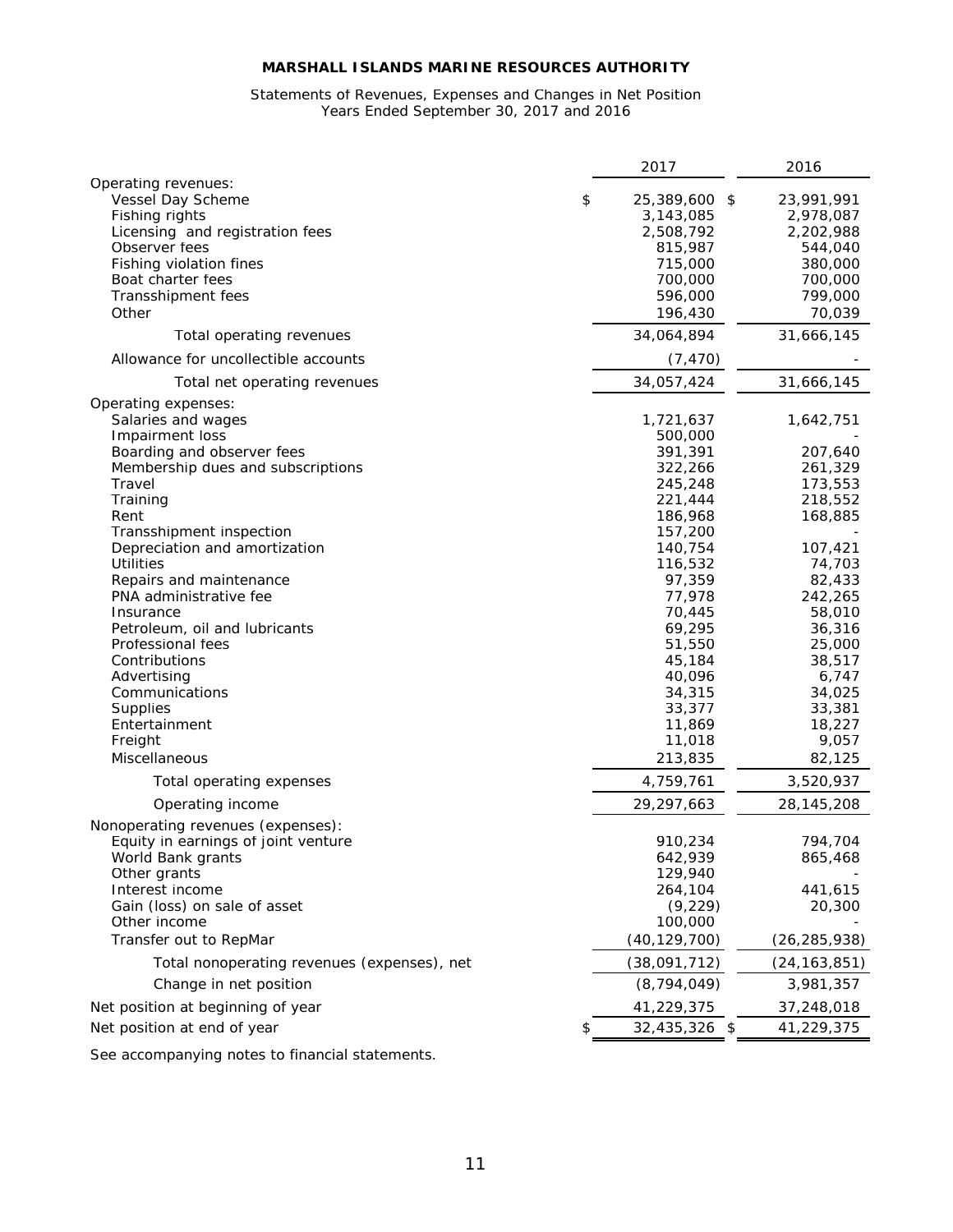**MARSHALL ISLANDS MARINE RESOURCES AUTHORITY**

Statements of Revenues, Expenses and Changes in Net Position
Years Ended September 30, 2017 and 2016

| | 2017 | 2016 |
|---|---|---|
| Operating revenues: | | |
| Vessel Day Scheme | $ 25,389,600 | $ 23,991,991 |
| Fishing rights | 3,143,085 | 2,978,087 |
| Licensing and registration fees | 2,508,792 | 2,202,988 |
| Observer fees | 815,987 | 544,040 |
| Fishing violation fines | 715,000 | 380,000 |
| Boat charter fees | 700,000 | 700,000 |
| Transshipment fees | 596,000 | 799,000 |
| Other | 196,430 | 70,039 |
| Total operating revenues | 34,064,894 | 31,666,145 |
| Allowance for uncollectible accounts | (7,470) | - |
| Total net operating revenues | 34,057,424 | 31,666,145 |
| Operating expenses: | | |
| Salaries and wages | 1,721,637 | 1,642,751 |
| Impairment loss | 500,000 | - |
| Boarding and observer fees | 391,391 | 207,640 |
| Membership dues and subscriptions | 322,266 | 261,329 |
| Travel | 245,248 | 173,553 |
| Training | 221,444 | 218,552 |
| Rent | 186,968 | 168,885 |
| Transshipment inspection | 157,200 | - |
| Depreciation and amortization | 140,754 | 107,421 |
| Utilities | 116,532 | 74,703 |
| Repairs and maintenance | 97,359 | 82,433 |
| PNA administrative fee | 77,978 | 242,265 |
| Insurance | 70,445 | 58,010 |
| Petroleum, oil and lubricants | 69,295 | 36,316 |
| Professional fees | 51,550 | 25,000 |
| Contributions | 45,184 | 38,517 |
| Advertising | 40,096 | 6,747 |
| Communications | 34,315 | 34,025 |
| Supplies | 33,377 | 33,381 |
| Entertainment | 11,869 | 18,227 |
| Freight | 11,018 | 9,057 |
| Miscellaneous | 213,835 | 82,125 |
| Total operating expenses | 4,759,761 | 3,520,937 |
| Operating income | 29,297,663 | 28,145,208 |
| Nonoperating revenues (expenses): | | |
| Equity in earnings of joint venture | 910,234 | 794,704 |
| World Bank grants | 642,939 | 865,468 |
| Other grants | 129,940 | - |
| Interest income | 264,104 | 441,615 |
| Gain (loss) on sale of asset | (9,229) | 20,300 |
| Other income | 100,000 | - |
| Transfer out to RepMar | (40,129,700) | (26,285,938) |
| Total nonoperating revenues (expenses), net | (38,091,712) | (24,163,851) |
| Change in net position | (8,794,049) | 3,981,357 |
| Net position at beginning of year | 41,229,375 | 37,248,018 |
| Net position at end of year | $ 32,435,326 | $ 41,229,375 |

See accompanying notes to financial statements.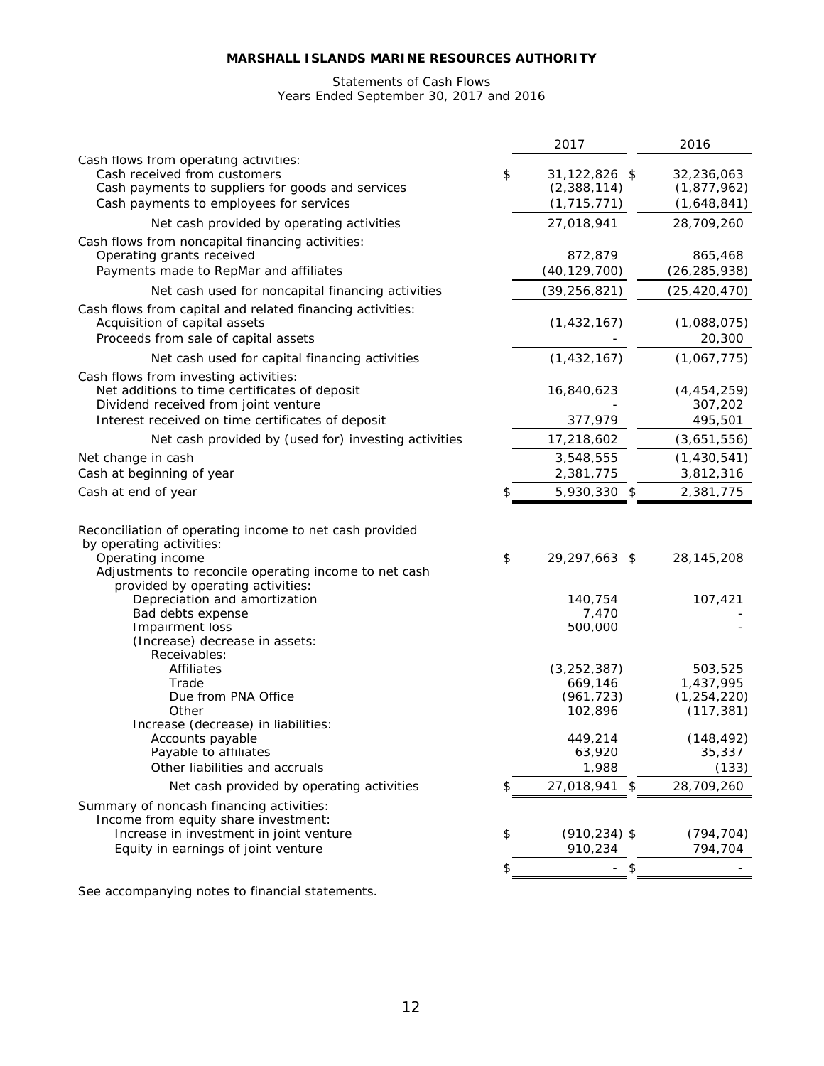# MARSHALL ISLANDS MARINE RESOURCES AUTHORITY

Statements of Cash Flows
Years Ended September 30, 2017 and 2016

| | 2017 | 2016 |
|---|---|---|
| Cash flows from operating activities: | | |
| Cash received from customers | $ 31,122,826 | $ 32,236,063 |
| Cash payments to suppliers for goods and services | (2,388,114) | (1,877,962) |
| Cash payments to employees for services | (1,715,771) | (1,648,841) |
| Net cash provided by operating activities | 27,018,941 | 28,709,260 |
| Cash flows from noncapital financing activities: | | |
| Operating grants received | 872,879 | 865,468 |
| Payments made to RepMar and affiliates | (40,129,700) | (26,285,938) |
| Net cash used for noncapital financing activities | (39,256,821) | (25,420,470) |
| Cash flows from capital and related financing activities: | | |
| Acquisition of capital assets | (1,432,167) | (1,088,075) |
| Proceeds from sale of capital assets | - | 20,300 |
| Net cash used for capital financing activities | (1,432,167) | (1,067,775) |
| Cash flows from investing activities: | | |
| Net additions to time certificates of deposit | 16,840,623 | (4,454,259) |
| Dividend received from joint venture | - | 307,202 |
| Interest received on time certificates of deposit | 377,979 | 495,501 |
| Net cash provided by (used for) investing activities | 17,218,602 | (3,651,556) |
| Net change in cash | 3,548,555 | (1,430,541) |
| Cash at beginning of year | 2,381,775 | 3,812,316 |
| Cash at end of year | $ 5,930,330 | $ 2,381,775 |
| | | |
| Reconciliation of operating income to net cash provided by operating activities: | | |
| Operating income | $ 29,297,663 | $ 28,145,208 |
| Adjustments to reconcile operating income to net cash provided by operating activities: | | |
| Depreciation and amortization | 140,754 | 107,421 |
| Bad debts expense | 7,470 | - |
| Impairment loss | 500,000 | - |
| (Increase) decrease in assets: | | |
| Receivables: | | |
| Affiliates | (3,252,387) | 503,525 |
| Trade | 669,146 | 1,437,995 |
| Due from PNA Office | (961,723) | (1,254,220) |
| Other | 102,896 | (117,381) |
| Increase (decrease) in liabilities: | | |
| Accounts payable | 449,214 | (148,492) |
| Payable to affiliates | 63,920 | 35,337 |
| Other liabilities and accruals | 1,988 | (133) |
| Net cash provided by operating activities | $ 27,018,941 | $ 28,709,260 |
| Summary of noncash financing activities: | | |
| Income from equity share investment: | | |
| Increase in investment in joint venture | $ (910,234) | $ (794,704) |
| Equity in earnings of joint venture | 910,234 | 794,704 |
| | $ - | $ - |

See accompanying notes to financial statements.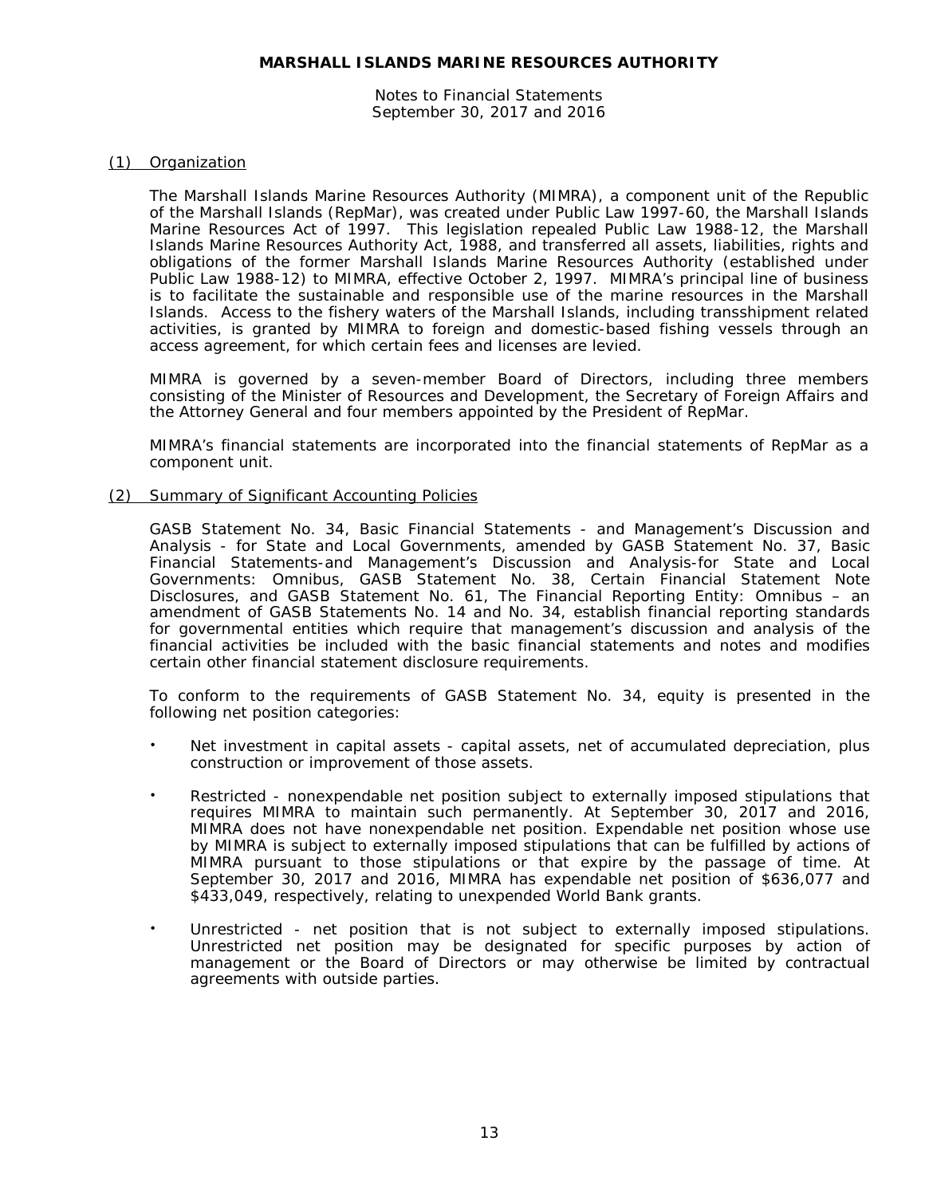**MARSHALL ISLANDS MARINE RESOURCES AUTHORITY**

Notes to Financial Statements
September 30, 2017 and 2016

## (1) Organization

The Marshall Islands Marine Resources Authority (MIMRA), a component unit of the Republic of the Marshall Islands (RepMar), was created under Public Law 1997-60, the Marshall Islands Marine Resources Act of 1997. This legislation repealed Public Law 1988-12, the Marshall Islands Marine Resources Authority Act, 1988, and transferred all assets, liabilities, rights and obligations of the former Marshall Islands Marine Resources Authority (established under Public Law 1988-12) to MIMRA, effective October 2, 1997. MIMRA's principal line of business is to facilitate the sustainable and responsible use of the marine resources in the Marshall Islands. Access to the fishery waters of the Marshall Islands, including transshipment related activities, is granted by MIMRA to foreign and domestic-based fishing vessels through an access agreement, for which certain fees and licenses are levied.

MIMRA is governed by a seven-member Board of Directors, including three members consisting of the Minister of Resources and Development, the Secretary of Foreign Affairs and the Attorney General and four members appointed by the President of RepMar.

MIMRA's financial statements are incorporated into the financial statements of RepMar as a component unit.

## (2) Summary of Significant Accounting Policies

GASB Statement No. 34, Basic Financial Statements - and Management's Discussion and Analysis - for State and Local Governments, amended by GASB Statement No. 37, Basic Financial Statements-and Management's Discussion and Analysis-for State and Local Governments: Omnibus, GASB Statement No. 38, Certain Financial Statement Note Disclosures, and GASB Statement No. 61, The Financial Reporting Entity: Omnibus – an amendment of GASB Statements No. 14 and No. 34, establish financial reporting standards for governmental entities which require that management's discussion and analysis of the financial activities be included with the basic financial statements and notes and modifies certain other financial statement disclosure requirements.

To conform to the requirements of GASB Statement No. 34, equity is presented in the following net position categories:

- Net investment in capital assets - capital assets, net of accumulated depreciation, plus construction or improvement of those assets.
- Restricted - nonexpendable net position subject to externally imposed stipulations that requires MIMRA to maintain such permanently. At September 30, 2017 and 2016, MIMRA does not have nonexpendable net position. Expendable net position whose use by MIMRA is subject to externally imposed stipulations that can be fulfilled by actions of MIMRA pursuant to those stipulations or that expire by the passage of time. At September 30, 2017 and 2016, MIMRA has expendable net position of $636,077 and $433,049, respectively, relating to unexpended World Bank grants.
- Unrestricted - net position that is not subject to externally imposed stipulations. Unrestricted net position may be designated for specific purposes by action of management or the Board of Directors or may otherwise be limited by contractual agreements with outside parties.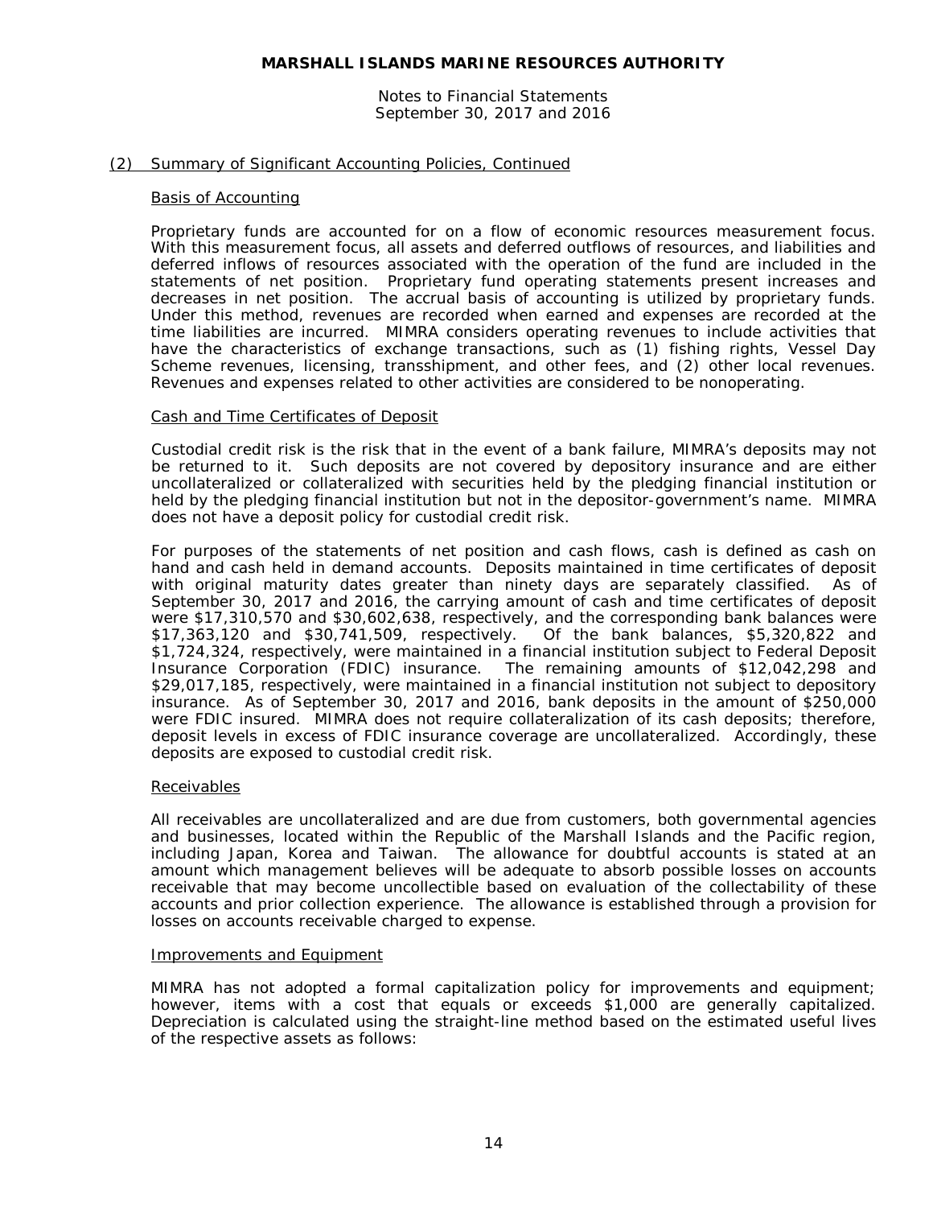## (2) Summary of Significant Accounting Policies, Continued

### Basis of Accounting

Proprietary funds are accounted for on a flow of economic resources measurement focus. With this measurement focus, all assets and deferred outflows of resources, and liabilities and deferred inflows of resources associated with the operation of the fund are included in the statements of net position. Proprietary fund operating statements present increases and decreases in net position. The accrual basis of accounting is utilized by proprietary funds. Under this method, revenues are recorded when earned and expenses are recorded at the time liabilities are incurred. MIMRA considers operating revenues to include activities that have the characteristics of exchange transactions, such as (1) fishing rights, Vessel Day Scheme revenues, licensing, transshipment, and other fees, and (2) other local revenues. Revenues and expenses related to other activities are considered to be nonoperating.

### Cash and Time Certificates of Deposit

Custodial credit risk is the risk that in the event of a bank failure, MIMRA's deposits may not be returned to it. Such deposits are not covered by depository insurance and are either uncollateralized or collateralized with securities held by the pledging financial institution or held by the pledging financial institution but not in the depositor-government's name. MIMRA does not have a deposit policy for custodial credit risk.

For purposes of the statements of net position and cash flows, cash is defined as cash on hand and cash held in demand accounts. Deposits maintained in time certificates of deposit with original maturity dates greater than ninety days are separately classified. As of September 30, 2017 and 2016, the carrying amount of cash and time certificates of deposit were $17,310,570 and $30,602,638, respectively, and the corresponding bank balances were $17,363,120 and $30,741,509, respectively. Of the bank balances, $5,320,822 and $1,724,324, respectively, were maintained in a financial institution subject to Federal Deposit Insurance Corporation (FDIC) insurance. The remaining amounts of $12,042,298 and $29,017,185, respectively, were maintained in a financial institution not subject to depository insurance. As of September 30, 2017 and 2016, bank deposits in the amount of $250,000 were FDIC insured. MIMRA does not require collateralization of its cash deposits; therefore, deposit levels in excess of FDIC insurance coverage are uncollateralized. Accordingly, these deposits are exposed to custodial credit risk.

### Receivables

All receivables are uncollateralized and are due from customers, both governmental agencies and businesses, located within the Republic of the Marshall Islands and the Pacific region, including Japan, Korea and Taiwan. The allowance for doubtful accounts is stated at an amount which management believes will be adequate to absorb possible losses on accounts receivable that may become uncollectible based on evaluation of the collectability of these accounts and prior collection experience. The allowance is established through a provision for losses on accounts receivable charged to expense.

### Improvements and Equipment

MIMRA has not adopted a formal capitalization policy for improvements and equipment; however, items with a cost that equals or exceeds $1,000 are generally capitalized. Depreciation is calculated using the straight-line method based on the estimated useful lives of the respective assets as follows: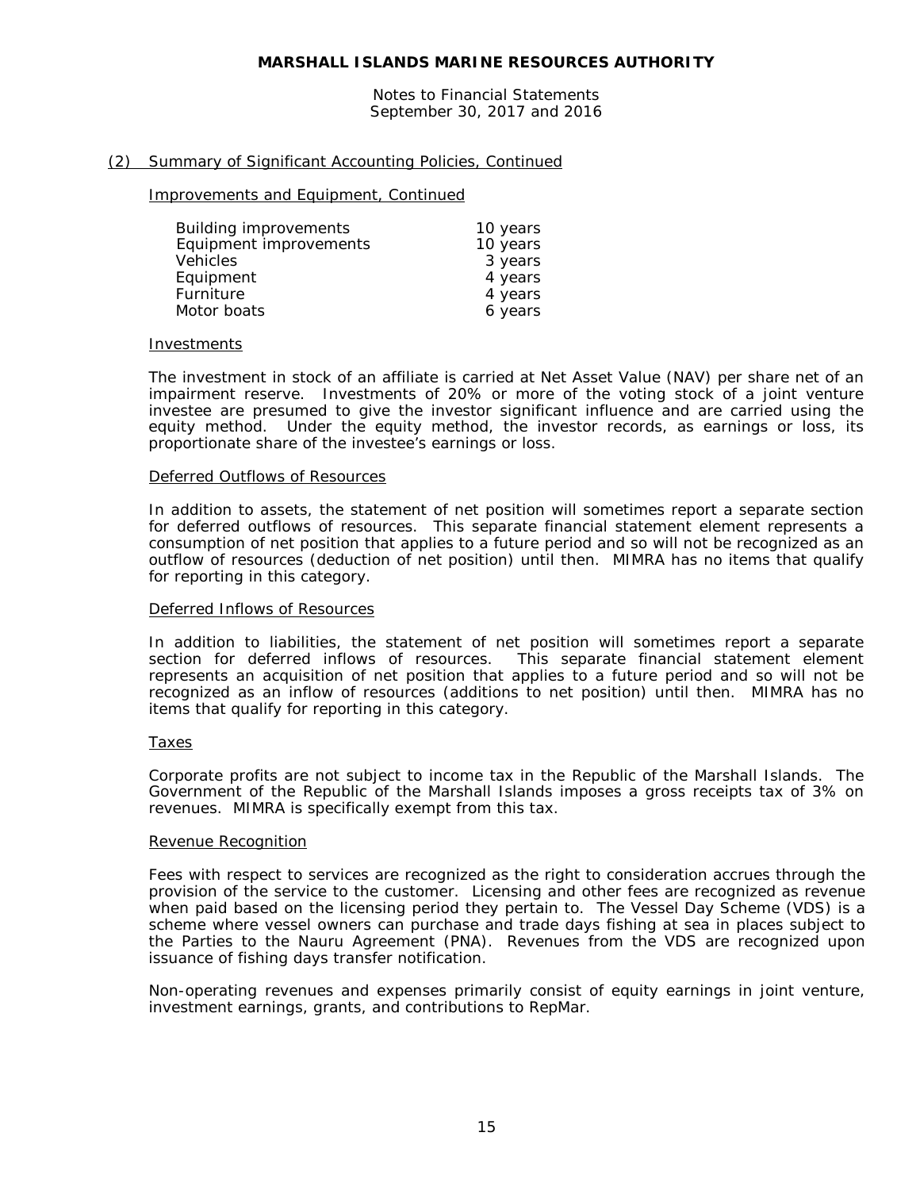## (2) Summary of Significant Accounting Policies, Continued

### Improvements and Equipment, Continued

| | |
|---|---|
| Building improvements | 10 years |
| Equipment improvements | 10 years |
| Vehicles | 3 years |
| Equipment | 4 years |
| Furniture | 4 years |
| Motor boats | 6 years |

### Investments

The investment in stock of an affiliate is carried at Net Asset Value (NAV) per share net of an impairment reserve. Investments of 20% or more of the voting stock of a joint venture investee are presumed to give the investor significant influence and are carried using the equity method. Under the equity method, the investor records, as earnings or loss, its proportionate share of the investee's earnings or loss.

### Deferred Outflows of Resources

In addition to assets, the statement of net position will sometimes report a separate section for deferred outflows of resources. This separate financial statement element represents a consumption of net position that applies to a future period and so will not be recognized as an outflow of resources (deduction of net position) until then. MIMRA has no items that qualify for reporting in this category.

### Deferred Inflows of Resources

In addition to liabilities, the statement of net position will sometimes report a separate section for deferred inflows of resources. This separate financial statement element represents an acquisition of net position that applies to a future period and so will not be recognized as an inflow of resources (additions to net position) until then. MIMRA has no items that qualify for reporting in this category.

### Taxes

Corporate profits are not subject to income tax in the Republic of the Marshall Islands. The Government of the Republic of the Marshall Islands imposes a gross receipts tax of 3% on revenues. MIMRA is specifically exempt from this tax.

### Revenue Recognition

Fees with respect to services are recognized as the right to consideration accrues through the provision of the service to the customer. Licensing and other fees are recognized as revenue when paid based on the licensing period they pertain to. The Vessel Day Scheme (VDS) is a scheme where vessel owners can purchase and trade days fishing at sea in places subject to the Parties to the Nauru Agreement (PNA). Revenues from the VDS are recognized upon issuance of fishing days transfer notification.

Non-operating revenues and expenses primarily consist of equity earnings in joint venture, investment earnings, grants, and contributions to RepMar.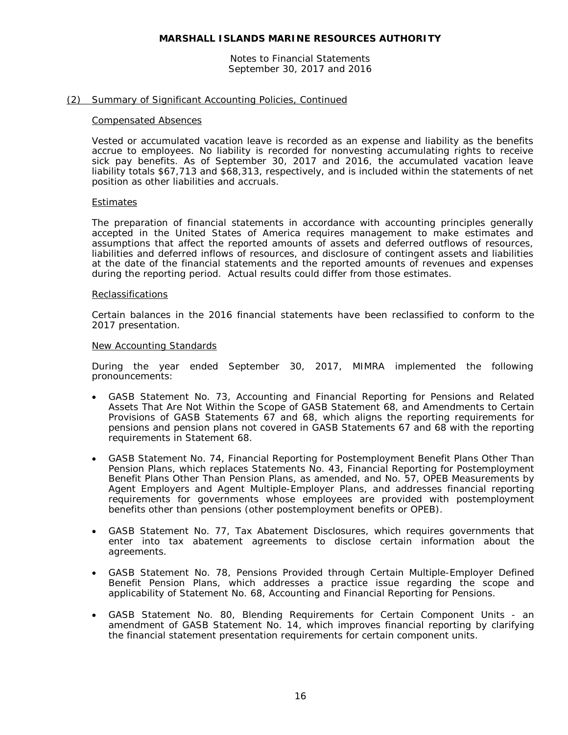## (2) Summary of Significant Accounting Policies, Continued

### Compensated Absences

Vested or accumulated vacation leave is recorded as an expense and liability as the benefits accrue to employees. No liability is recorded for nonvesting accumulating rights to receive sick pay benefits. As of September 30, 2017 and 2016, the accumulated vacation leave liability totals $67,713 and $68,313, respectively, and is included within the statements of net position as other liabilities and accruals.

### Estimates

The preparation of financial statements in accordance with accounting principles generally accepted in the United States of America requires management to make estimates and assumptions that affect the reported amounts of assets and deferred outflows of resources, liabilities and deferred inflows of resources, and disclosure of contingent assets and liabilities at the date of the financial statements and the reported amounts of revenues and expenses during the reporting period. Actual results could differ from those estimates.

### Reclassifications

Certain balances in the 2016 financial statements have been reclassified to conform to the 2017 presentation.

### New Accounting Standards

During the year ended September 30, 2017, MIMRA implemented the following pronouncements:

- GASB Statement No. 73, Accounting and Financial Reporting for Pensions and Related Assets That Are Not Within the Scope of GASB Statement 68, and Amendments to Certain Provisions of GASB Statements 67 and 68, which aligns the reporting requirements for pensions and pension plans not covered in GASB Statements 67 and 68 with the reporting requirements in Statement 68.

- GASB Statement No. 74, Financial Reporting for Postemployment Benefit Plans Other Than Pension Plans, which replaces Statements No. 43, Financial Reporting for Postemployment Benefit Plans Other Than Pension Plans, as amended, and No. 57, OPEB Measurements by Agent Employers and Agent Multiple-Employer Plans, and addresses financial reporting requirements for governments whose employees are provided with postemployment benefits other than pensions (other postemployment benefits or OPEB).

- GASB Statement No. 77, Tax Abatement Disclosures, which requires governments that enter into tax abatement agreements to disclose certain information about the agreements.

- GASB Statement No. 78, Pensions Provided through Certain Multiple-Employer Defined Benefit Pension Plans, which addresses a practice issue regarding the scope and applicability of Statement No. 68, Accounting and Financial Reporting for Pensions.

- GASB Statement No. 80, Blending Requirements for Certain Component Units - an amendment of GASB Statement No. 14, which improves financial reporting by clarifying the financial statement presentation requirements for certain component units.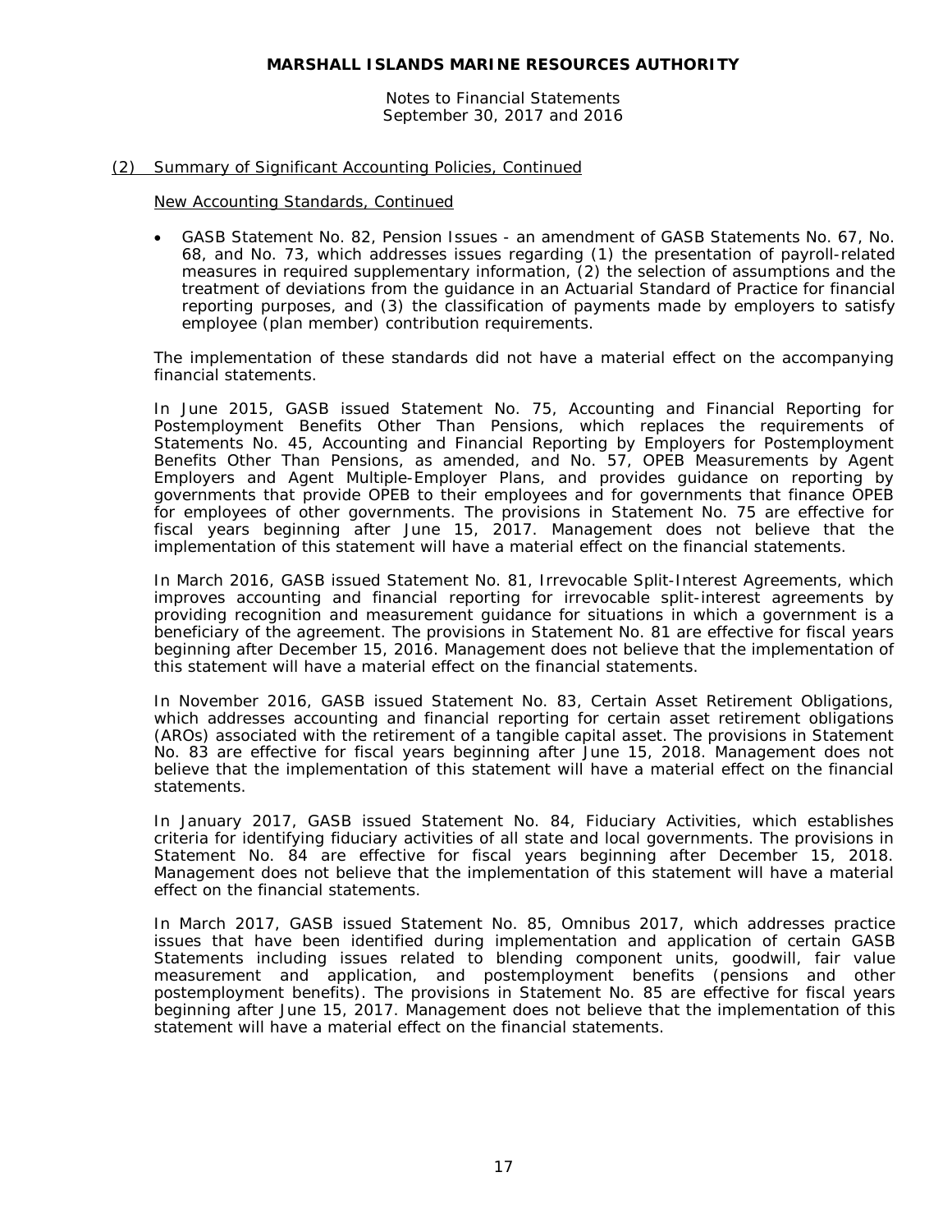(2) Summary of Significant Accounting Policies, Continued

New Accounting Standards, Continued

- GASB Statement No. 82, Pension Issues - an amendment of GASB Statements No. 67, No. 68, and No. 73, which addresses issues regarding (1) the presentation of payroll-related measures in required supplementary information, (2) the selection of assumptions and the treatment of deviations from the guidance in an Actuarial Standard of Practice for financial reporting purposes, and (3) the classification of payments made by employers to satisfy employee (plan member) contribution requirements.

The implementation of these standards did not have a material effect on the accompanying financial statements.

In June 2015, GASB issued Statement No. 75, Accounting and Financial Reporting for Postemployment Benefits Other Than Pensions, which replaces the requirements of Statements No. 45, Accounting and Financial Reporting by Employers for Postemployment Benefits Other Than Pensions, as amended, and No. 57, OPEB Measurements by Agent Employers and Agent Multiple-Employer Plans, and provides guidance on reporting by governments that provide OPEB to their employees and for governments that finance OPEB for employees of other governments. The provisions in Statement No. 75 are effective for fiscal years beginning after June 15, 2017. Management does not believe that the implementation of this statement will have a material effect on the financial statements.

In March 2016, GASB issued Statement No. 81, Irrevocable Split-Interest Agreements, which improves accounting and financial reporting for irrevocable split-interest agreements by providing recognition and measurement guidance for situations in which a government is a beneficiary of the agreement. The provisions in Statement No. 81 are effective for fiscal years beginning after December 15, 2016. Management does not believe that the implementation of this statement will have a material effect on the financial statements.

In November 2016, GASB issued Statement No. 83, Certain Asset Retirement Obligations, which addresses accounting and financial reporting for certain asset retirement obligations (AROs) associated with the retirement of a tangible capital asset. The provisions in Statement No. 83 are effective for fiscal years beginning after June 15, 2018. Management does not believe that the implementation of this statement will have a material effect on the financial statements.

In January 2017, GASB issued Statement No. 84, Fiduciary Activities, which establishes criteria for identifying fiduciary activities of all state and local governments. The provisions in Statement No. 84 are effective for fiscal years beginning after December 15, 2018. Management does not believe that the implementation of this statement will have a material effect on the financial statements.

In March 2017, GASB issued Statement No. 85, Omnibus 2017, which addresses practice issues that have been identified during implementation and application of certain GASB Statements including issues related to blending component units, goodwill, fair value measurement and application, and postemployment benefits (pensions and other postemployment benefits). The provisions in Statement No. 85 are effective for fiscal years beginning after June 15, 2017. Management does not believe that the implementation of this statement will have a material effect on the financial statements.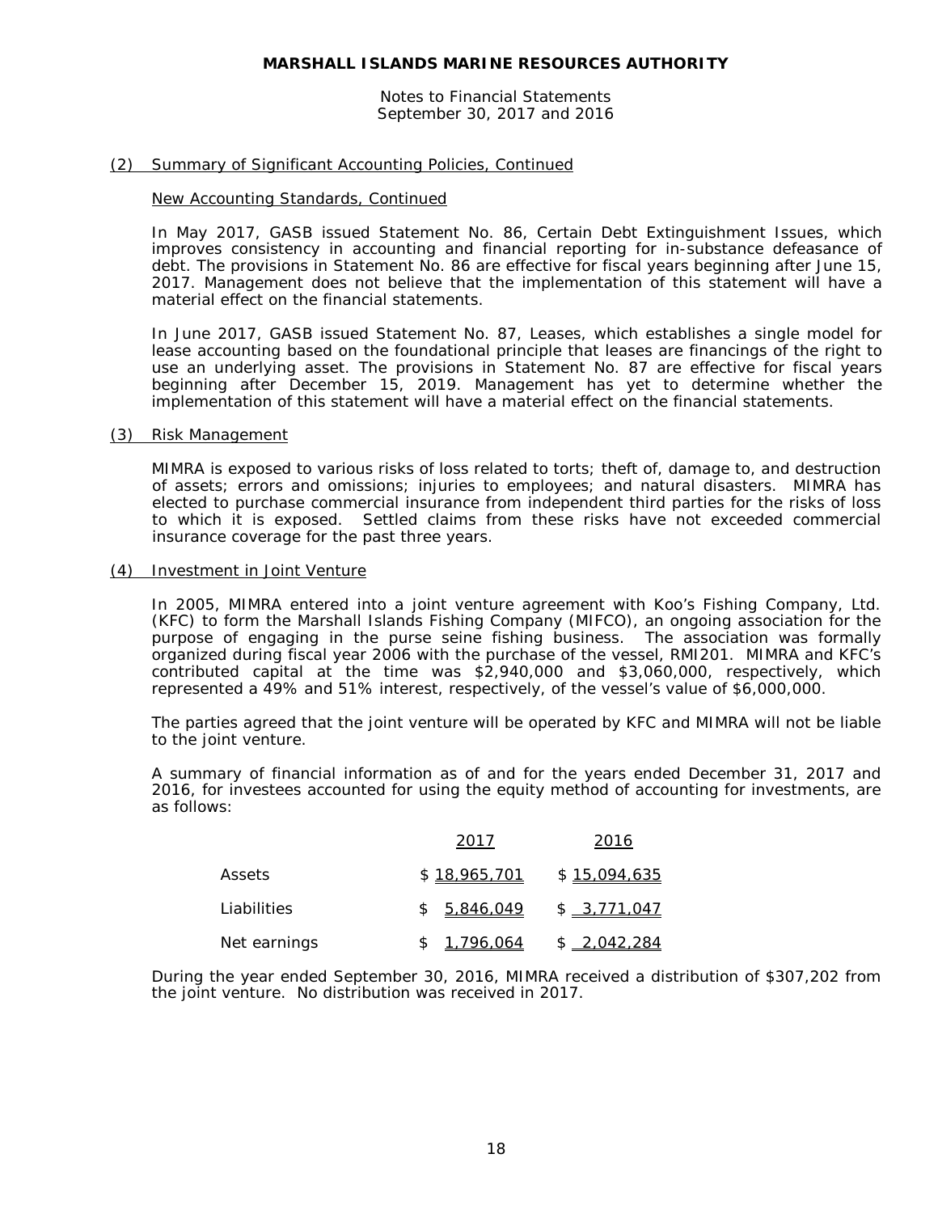### (2) Summary of Significant Accounting Policies, Continued

#### New Accounting Standards, Continued

In May 2017, GASB issued Statement No. 86, Certain Debt Extinguishment Issues, which improves consistency in accounting and financial reporting for in-substance defeasance of debt. The provisions in Statement No. 86 are effective for fiscal years beginning after June 15, 2017. Management does not believe that the implementation of this statement will have a material effect on the financial statements.

In June 2017, GASB issued Statement No. 87, Leases, which establishes a single model for lease accounting based on the foundational principle that leases are financings of the right to use an underlying asset. The provisions in Statement No. 87 are effective for fiscal years beginning after December 15, 2019. Management has yet to determine whether the implementation of this statement will have a material effect on the financial statements.

### (3) Risk Management

MIMRA is exposed to various risks of loss related to torts; theft of, damage to, and destruction of assets; errors and omissions; injuries to employees; and natural disasters. MIMRA has elected to purchase commercial insurance from independent third parties for the risks of loss to which it is exposed. Settled claims from these risks have not exceeded commercial insurance coverage for the past three years.

### (4) Investment in Joint Venture

In 2005, MIMRA entered into a joint venture agreement with Koo's Fishing Company, Ltd. (KFC) to form the Marshall Islands Fishing Company (MIFCO), an ongoing association for the purpose of engaging in the purse seine fishing business. The association was formally organized during fiscal year 2006 with the purchase of the vessel, RMI201. MIMRA and KFC's contributed capital at the time was $2,940,000 and $3,060,000, respectively, which represented a 49% and 51% interest, respectively, of the vessel's value of $6,000,000.

The parties agreed that the joint venture will be operated by KFC and MIMRA will not be liable to the joint venture.

A summary of financial information as of and for the years ended December 31, 2017 and 2016, for investees accounted for using the equity method of accounting for investments, are as follows:

| | 2017 | 2016 |
|---|---|---|
| Assets | $ 18,965,701 | $ 15,094,635 |
| Liabilities | $ 5,846,049 | $ 3,771,047 |
| Net earnings | $ 1,796,064 | $ 2,042,284 |

During the year ended September 30, 2016, MIMRA received a distribution of $307,202 from the joint venture. No distribution was received in 2017.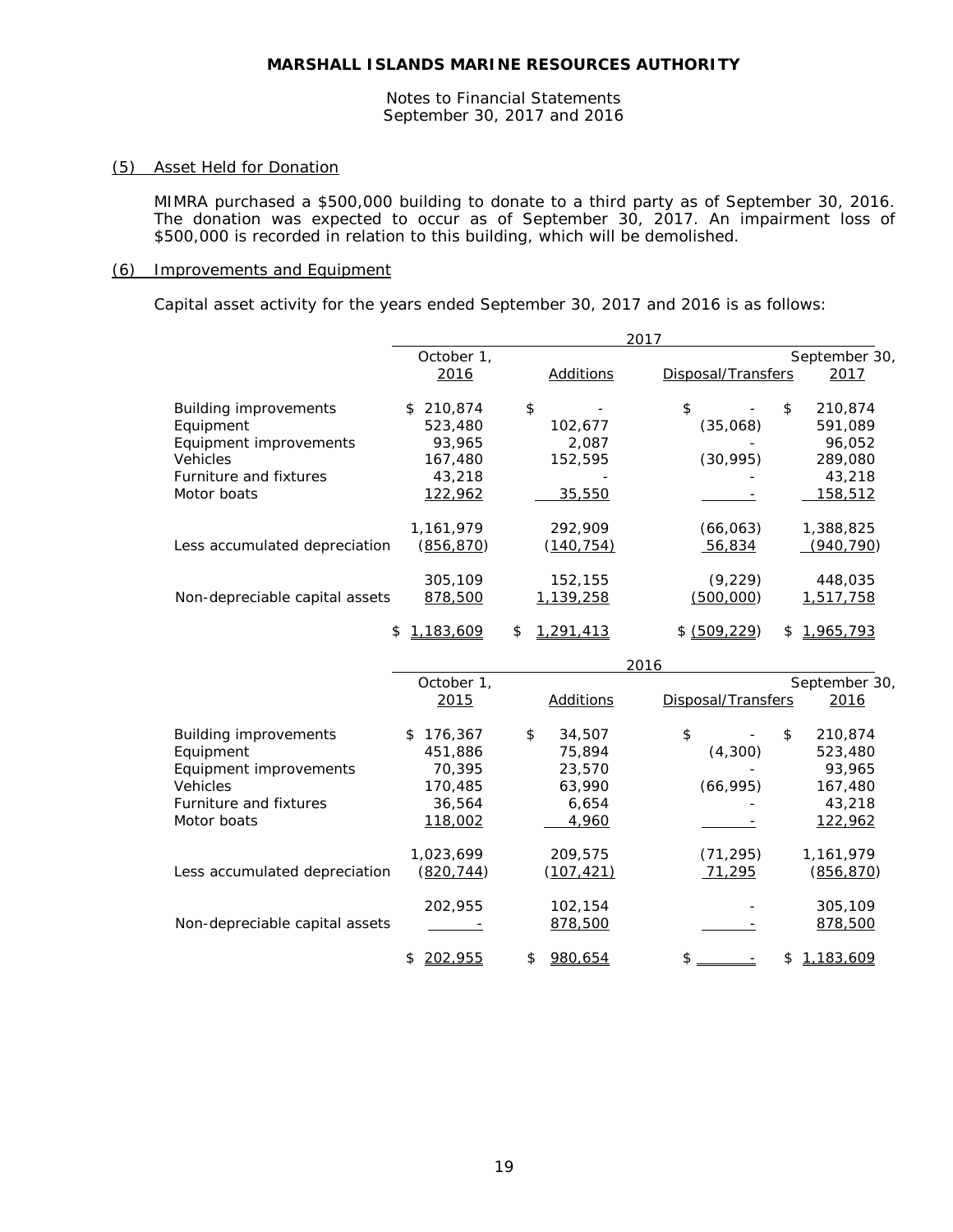**MARSHALL ISLANDS MARINE RESOURCES AUTHORITY**

Notes to Financial Statements
September 30, 2017 and 2016

## (5) Asset Held for Donation

MIMRA purchased a $500,000 building to donate to a third party as of September 30, 2016. The donation was expected to occur as of September 30, 2017. An impairment loss of $500,000 is recorded in relation to this building, which will be demolished.

## (6) Improvements and Equipment

Capital asset activity for the years ended September 30, 2017 and 2016 is as follows:

| | 2017 | | | |
|---|---|---|---|---|
| | October 1, 2016 | Additions | Disposal/Transfers | September 30, 2017 |
| Building improvements | $ 210,874 | $ - | $ - | $ 210,874 |
| Equipment | 523,480 | 102,677 | (35,068) | 591,089 |
| Equipment improvements | 93,965 | 2,087 | - | 96,052 |
| Vehicles | 167,480 | 152,595 | (30,995) | 289,080 |
| Furniture and fixtures | 43,218 | - | - | 43,218 |
| Motor boats | 122,962 | 35,550 | - | 158,512 |
| | 1,161,979 | 292,909 | (66,063) | 1,388,825 |
| Less accumulated depreciation | (856,870) | (140,754) | 56,834 | (940,790) |
| | 305,109 | 152,155 | (9,229) | 448,035 |
| Non-depreciable capital assets | 878,500 | 1,139,258 | (500,000) | 1,517,758 |
| | $ 1,183,609 | $ 1,291,413 | $ (509,229) | $ 1,965,793 |

| | 2016 | | | |
|---|---|---|---|---|
| | October 1, 2015 | Additions | Disposal/Transfers | September 30, 2016 |
| Building improvements | $ 176,367 | $ 34,507 | $ - | $ 210,874 |
| Equipment | 451,886 | 75,894 | (4,300) | 523,480 |
| Equipment improvements | 70,395 | 23,570 | - | 93,965 |
| Vehicles | 170,485 | 63,990 | (66,995) | 167,480 |
| Furniture and fixtures | 36,564 | 6,654 | - | 43,218 |
| Motor boats | 118,002 | 4,960 | - | 122,962 |
| | 1,023,699 | 209,575 | (71,295) | 1,161,979 |
| Less accumulated depreciation | (820,744) | (107,421) | 71,295 | (856,870) |
| | 202,955 | 102,154 | - | 305,109 |
| Non-depreciable capital assets | - | 878,500 | - | 878,500 |
| | $ 202,955 | $ 980,654 | $ - | $ 1,183,609 |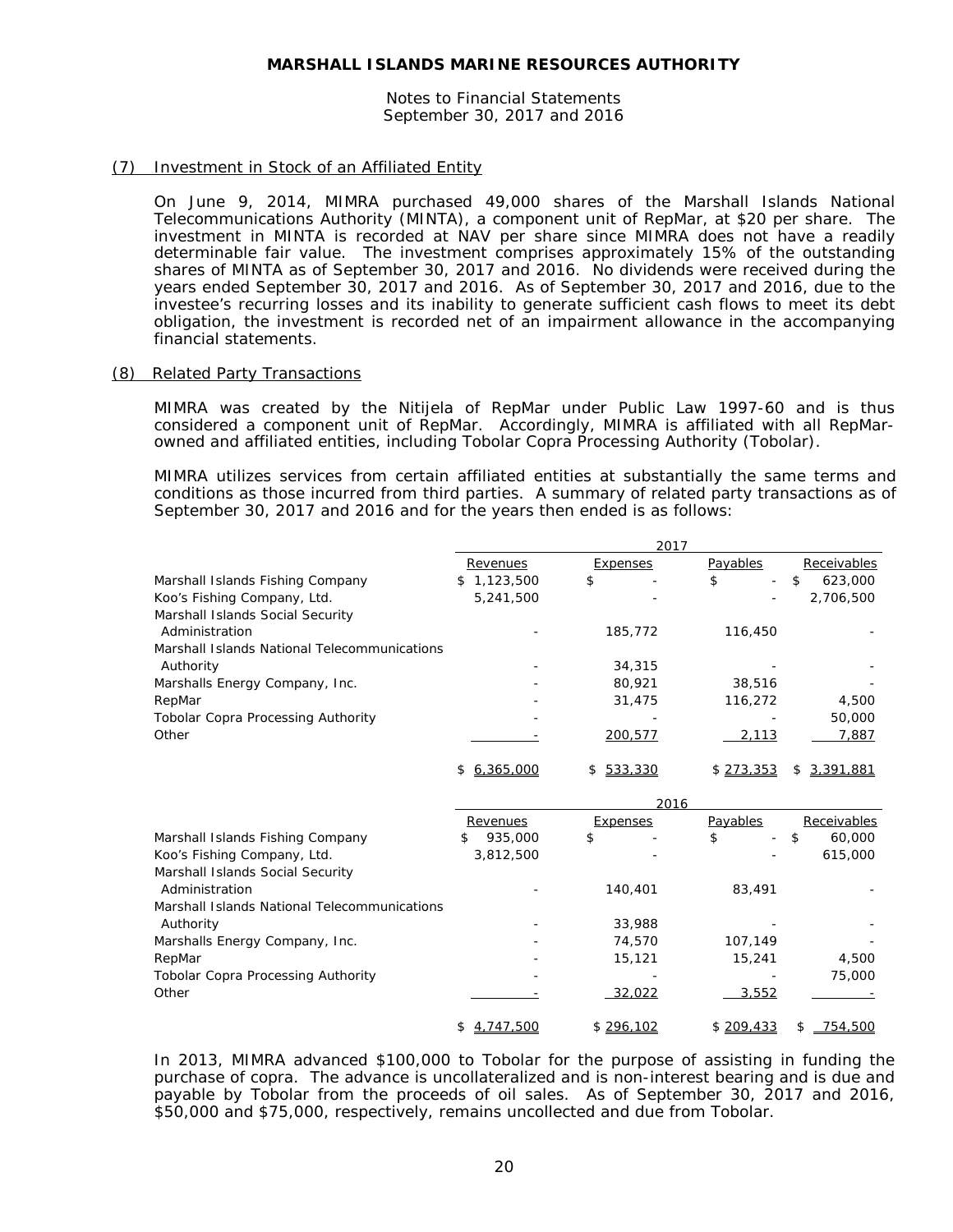# MARSHALL ISLANDS MARINE RESOURCES AUTHORITY

Notes to Financial Statements
September 30, 2017 and 2016

## (7) Investment in Stock of an Affiliated Entity

On June 9, 2014, MIMRA purchased 49,000 shares of the Marshall Islands National Telecommunications Authority (MINTA), a component unit of RepMar, at $20 per share. The investment in MINTA is recorded at NAV per share since MIMRA does not have a readily determinable fair value. The investment comprises approximately 15% of the outstanding shares of MINTA as of September 30, 2017 and 2016. No dividends were received during the years ended September 30, 2017 and 2016. As of September 30, 2017 and 2016, due to the investee's recurring losses and its inability to generate sufficient cash flows to meet its debt obligation, the investment is recorded net of an impairment allowance in the accompanying financial statements.

## (8) Related Party Transactions

MIMRA was created by the Nitijela of RepMar under Public Law 1997-60 and is thus considered a component unit of RepMar. Accordingly, MIMRA is affiliated with all RepMar-owned and affiliated entities, including Tobolar Copra Processing Authority (Tobolar).

MIMRA utilizes services from certain affiliated entities at substantially the same terms and conditions as those incurred from third parties. A summary of related party transactions as of September 30, 2017 and 2016 and for the years then ended is as follows:

| | 2017 | | | |
|---|---|---|---|---|
| | Revenues | Expenses | Payables | Receivables |
| Marshall Islands Fishing Company | $ 1,123,500 | $ - | $ - | $ 623,000 |
| Koo's Fishing Company, Ltd. | 5,241,500 | - | - | 2,706,500 |
| Marshall Islands Social Security Administration | - | 185,772 | 116,450 | - |
| Marshall Islands National Telecommunications Authority | - | 34,315 | - | - |
| Marshalls Energy Company, Inc. | - | 80,921 | 38,516 | - |
| RepMar | - | 31,475 | 116,272 | 4,500 |
| Tobolar Copra Processing Authority | - | - | - | 50,000 |
| Other | - | 200,577 | 2,113 | 7,887 |
| | $ 6,365,000 | $ 533,330 | $ 273,353 | $ 3,391,881 |

| | 2016 | | | |
|---|---|---|---|---|
| | Revenues | Expenses | Payables | Receivables |
| Marshall Islands Fishing Company | $ 935,000 | $ - | $ - | $ 60,000 |
| Koo's Fishing Company, Ltd. | 3,812,500 | - | - | 615,000 |
| Marshall Islands Social Security Administration | - | 140,401 | 83,491 | - |
| Marshall Islands National Telecommunications Authority | - | 33,988 | - | - |
| Marshalls Energy Company, Inc. | - | 74,570 | 107,149 | - |
| RepMar | - | 15,121 | 15,241 | 4,500 |
| Tobolar Copra Processing Authority | - | - | - | 75,000 |
| Other | - | 32,022 | 3,552 | - |
| | $ 4,747,500 | $ 296,102 | $ 209,433 | $ 754,500 |

In 2013, MIMRA advanced $100,000 to Tobolar for the purpose of assisting in funding the purchase of copra. The advance is uncollateralized and is non-interest bearing and is due and payable by Tobolar from the proceeds of oil sales. As of September 30, 2017 and 2016, $50,000 and $75,000, respectively, remains uncollected and due from Tobolar.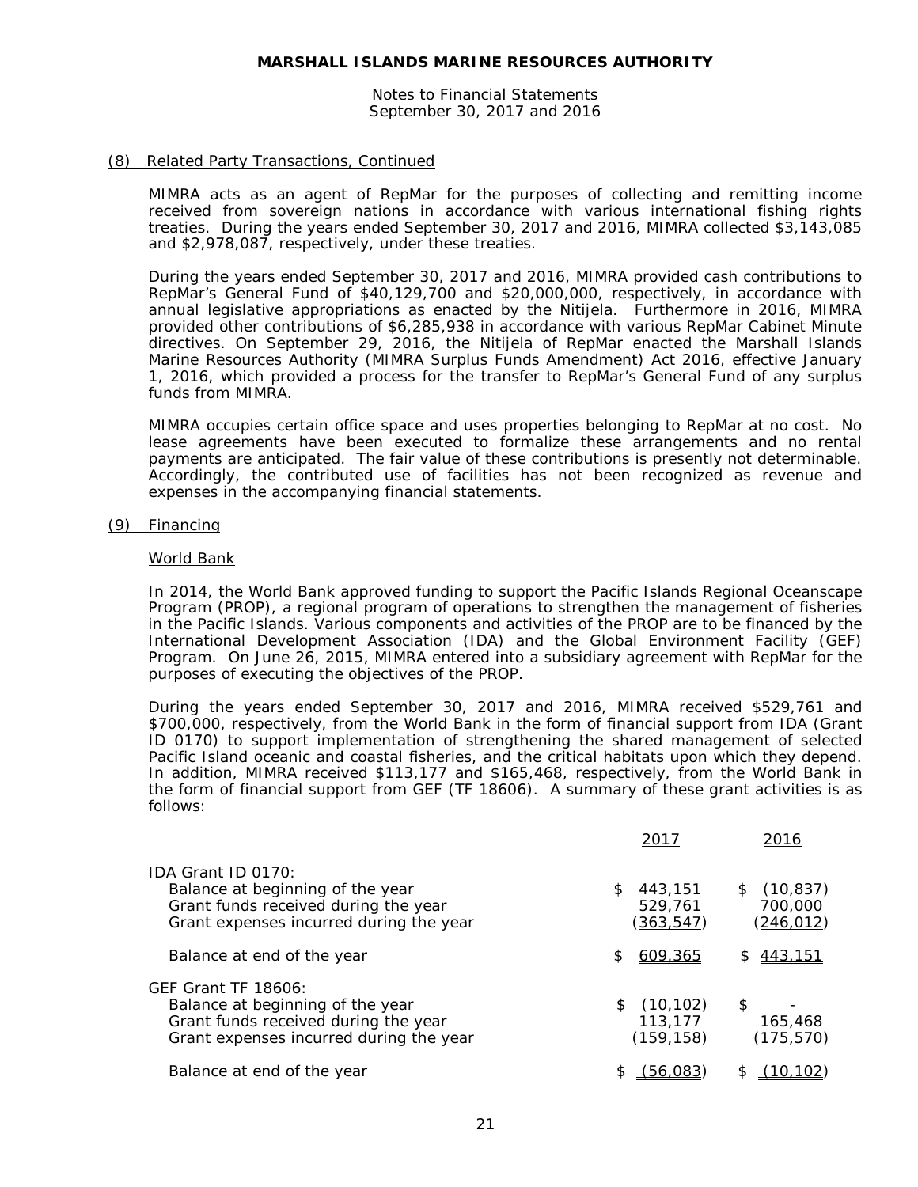## (8) Related Party Transactions, Continued

MIMRA acts as an agent of RepMar for the purposes of collecting and remitting income received from sovereign nations in accordance with various international fishing rights treaties. During the years ended September 30, 2017 and 2016, MIMRA collected $3,143,085 and $2,978,087, respectively, under these treaties.

During the years ended September 30, 2017 and 2016, MIMRA provided cash contributions to RepMar's General Fund of $40,129,700 and $20,000,000, respectively, in accordance with annual legislative appropriations as enacted by the Nitijela. Furthermore in 2016, MIMRA provided other contributions of $6,285,938 in accordance with various RepMar Cabinet Minute directives. On September 29, 2016, the Nitijela of RepMar enacted the Marshall Islands Marine Resources Authority (MIMRA Surplus Funds Amendment) Act 2016, effective January 1, 2016, which provided a process for the transfer to RepMar's General Fund of any surplus funds from MIMRA.

MIMRA occupies certain office space and uses properties belonging to RepMar at no cost. No lease agreements have been executed to formalize these arrangements and no rental payments are anticipated. The fair value of these contributions is presently not determinable. Accordingly, the contributed use of facilities has not been recognized as revenue and expenses in the accompanying financial statements.

## (9) Financing

### World Bank

In 2014, the World Bank approved funding to support the Pacific Islands Regional Oceanscape Program (PROP), a regional program of operations to strengthen the management of fisheries in the Pacific Islands. Various components and activities of the PROP are to be financed by the International Development Association (IDA) and the Global Environment Facility (GEF) Program. On June 26, 2015, MIMRA entered into a subsidiary agreement with RepMar for the purposes of executing the objectives of the PROP.

During the years ended September 30, 2017 and 2016, MIMRA received $529,761 and $700,000, respectively, from the World Bank in the form of financial support from IDA (Grant ID 0170) to support implementation of strengthening the shared management of selected Pacific Island oceanic and coastal fisheries, and the critical habitats upon which they depend. In addition, MIMRA received $113,177 and $165,468, respectively, from the World Bank in the form of financial support from GEF (TF 18606). A summary of these grant activities is as follows:

| | 2017 | 2016 |
|---|---|---|
| IDA Grant ID 0170: | | |
| Balance at beginning of the year | $ 443,151 | $ (10,837) |
| Grant funds received during the year | 529,761 | 700,000 |
| Grant expenses incurred during the year | (363,547) | (246,012) |
| Balance at end of the year | $ 609,365 | $ 443,151 |
| GEF Grant TF 18606: | | |
| Balance at beginning of the year | $ (10,102) | $ - |
| Grant funds received during the year | 113,177 | 165,468 |
| Grant expenses incurred during the year | (159,158) | (175,570) |
| Balance at end of the year | $ (56,083) | $ (10,102) |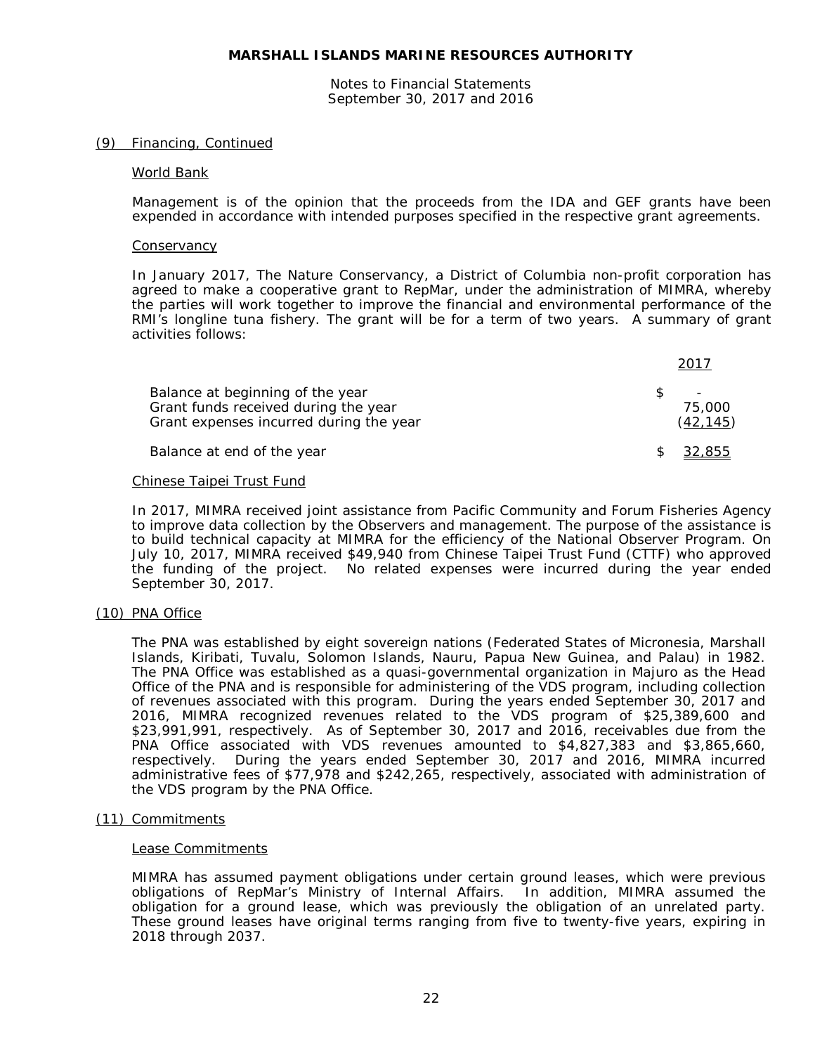### (9) Financing, Continued

#### World Bank

Management is of the opinion that the proceeds from the IDA and GEF grants have been expended in accordance with intended purposes specified in the respective grant agreements.

#### Conservancy

In January 2017, The Nature Conservancy, a District of Columbia non-profit corporation has agreed to make a cooperative grant to RepMar, under the administration of MIMRA, whereby the parties will work together to improve the financial and environmental performance of the RMI's longline tuna fishery. The grant will be for a term of two years. A summary of grant activities follows:

| | 2017 |
|---|---|
| Balance at beginning of the year | $ - |
| Grant funds received during the year | 75,000 |
| Grant expenses incurred during the year | (42,145) |
| Balance at end of the year | $ 32,855 |

#### Chinese Taipei Trust Fund

In 2017, MIMRA received joint assistance from Pacific Community and Forum Fisheries Agency to improve data collection by the Observers and management. The purpose of the assistance is to build technical capacity at MIMRA for the efficiency of the National Observer Program. On July 10, 2017, MIMRA received $49,940 from Chinese Taipei Trust Fund (CTTF) who approved the funding of the project. No related expenses were incurred during the year ended September 30, 2017.

### (10) PNA Office

The PNA was established by eight sovereign nations (Federated States of Micronesia, Marshall Islands, Kiribati, Tuvalu, Solomon Islands, Nauru, Papua New Guinea, and Palau) in 1982. The PNA Office was established as a quasi-governmental organization in Majuro as the Head Office of the PNA and is responsible for administering of the VDS program, including collection of revenues associated with this program. During the years ended September 30, 2017 and 2016, MIMRA recognized revenues related to the VDS program of $25,389,600 and $23,991,991, respectively. As of September 30, 2017 and 2016, receivables due from the PNA Office associated with VDS revenues amounted to $4,827,383 and $3,865,660, respectively. During the years ended September 30, 2017 and 2016, MIMRA incurred administrative fees of $77,978 and $242,265, respectively, associated with administration of the VDS program by the PNA Office.

### (11) Commitments

#### Lease Commitments

MIMRA has assumed payment obligations under certain ground leases, which were previous obligations of RepMar's Ministry of Internal Affairs. In addition, MIMRA assumed the obligation for a ground lease, which was previously the obligation of an unrelated party. These ground leases have original terms ranging from five to twenty-five years, expiring in 2018 through 2037.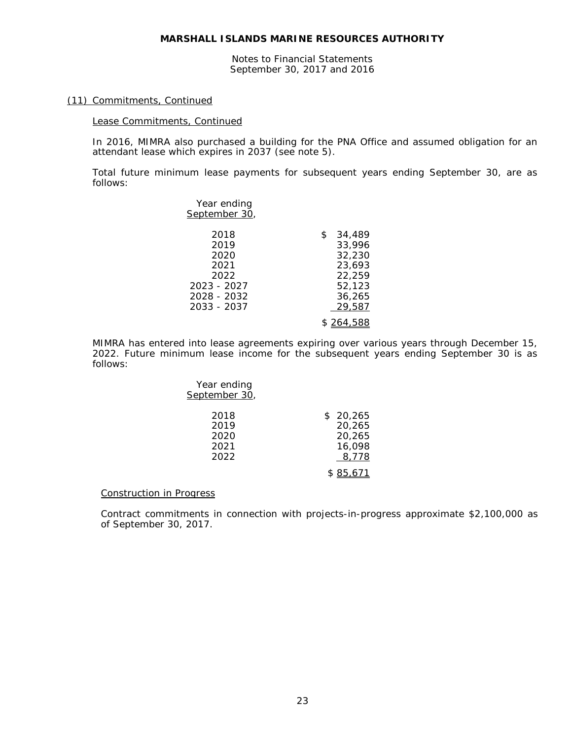**MARSHALL ISLANDS MARINE RESOURCES AUTHORITY**

Notes to Financial Statements
September 30, 2017 and 2016

(11) Commitments, Continued

Lease Commitments, Continued

In 2016, MIMRA also purchased a building for the PNA Office and assumed obligation for an attendant lease which expires in 2037 (see note 5).

Total future minimum lease payments for subsequent years ending September 30, are as follows:

| Year ending September 30, | |
|---|---|
| 2018 | $ 34,489 |
| 2019 | 33,996 |
| 2020 | 32,230 |
| 2021 | 23,693 |
| 2022 | 22,259 |
| 2023 - 2027 | 52,123 |
| 2028 - 2032 | 36,265 |
| 2033 - 2037 | 29,587 |
| | $ 264,588 |

MIMRA has entered into lease agreements expiring over various years through December 15, 2022. Future minimum lease income for the subsequent years ending September 30 is as follows:

| Year ending September 30, | |
|---|---|
| 2018 | $ 20,265 |
| 2019 | 20,265 |
| 2020 | 20,265 |
| 2021 | 16,098 |
| 2022 | 8,778 |
| | $ 85,671 |

Construction in Progress

Contract commitments in connection with projects-in-progress approximate $2,100,000 as of September 30, 2017.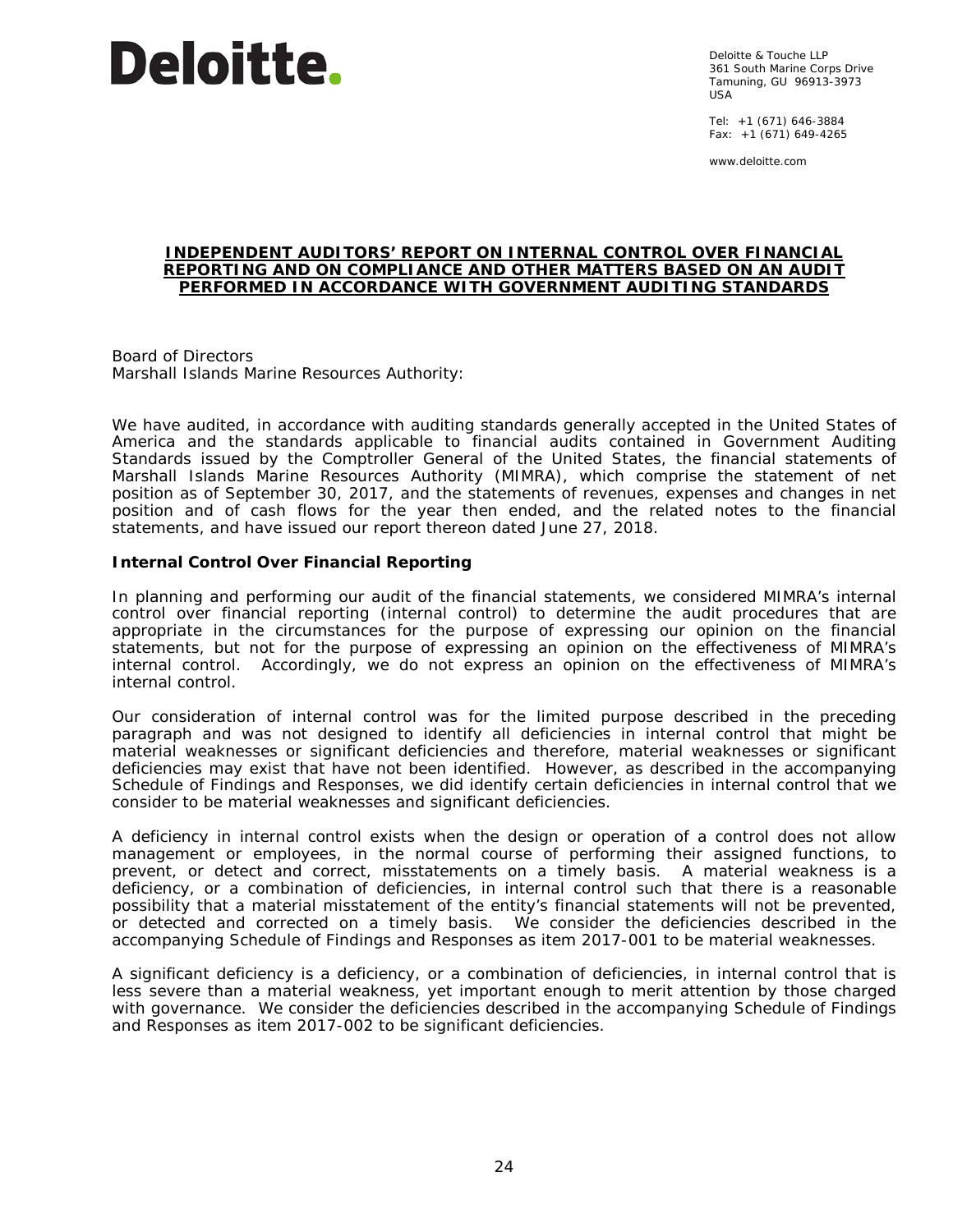Deloitte.

Deloitte & Touche LLP
361 South Marine Corps Drive
Tamuning, GU 96913-3973
USA

Tel: +1 (671) 646-3884
Fax: +1 (671) 649-4265

www.deloitte.com

## INDEPENDENT AUDITORS' REPORT ON INTERNAL CONTROL OVER FINANCIAL REPORTING AND ON COMPLIANCE AND OTHER MATTERS BASED ON AN AUDIT PERFORMED IN ACCORDANCE WITH GOVERNMENT AUDITING STANDARDS

Board of Directors
Marshall Islands Marine Resources Authority:

We have audited, in accordance with auditing standards generally accepted in the United States of America and the standards applicable to financial audits contained in Government Auditing Standards issued by the Comptroller General of the United States, the financial statements of Marshall Islands Marine Resources Authority (MIMRA), which comprise the statement of net position as of September 30, 2017, and the statements of revenues, expenses and changes in net position and of cash flows for the year then ended, and the related notes to the financial statements, and have issued our report thereon dated June 27, 2018.

**Internal Control Over Financial Reporting**

In planning and performing our audit of the financial statements, we considered MIMRA's internal control over financial reporting (internal control) to determine the audit procedures that are appropriate in the circumstances for the purpose of expressing our opinion on the financial statements, but not for the purpose of expressing an opinion on the effectiveness of MIMRA's internal control. Accordingly, we do not express an opinion on the effectiveness of MIMRA's internal control.

Our consideration of internal control was for the limited purpose described in the preceding paragraph and was not designed to identify all deficiencies in internal control that might be material weaknesses or significant deficiencies and therefore, material weaknesses or significant deficiencies may exist that have not been identified. However, as described in the accompanying Schedule of Findings and Responses, we did identify certain deficiencies in internal control that we consider to be material weaknesses and significant deficiencies.

A deficiency in internal control exists when the design or operation of a control does not allow management or employees, in the normal course of performing their assigned functions, to prevent, or detect and correct, misstatements on a timely basis. A material weakness is a deficiency, or a combination of deficiencies, in internal control such that there is a reasonable possibility that a material misstatement of the entity's financial statements will not be prevented, or detected and corrected on a timely basis. We consider the deficiencies described in the accompanying Schedule of Findings and Responses as item 2017-001 to be material weaknesses.

A significant deficiency is a deficiency, or a combination of deficiencies, in internal control that is less severe than a material weakness, yet important enough to merit attention by those charged with governance. We consider the deficiencies described in the accompanying Schedule of Findings and Responses as item 2017-002 to be significant deficiencies.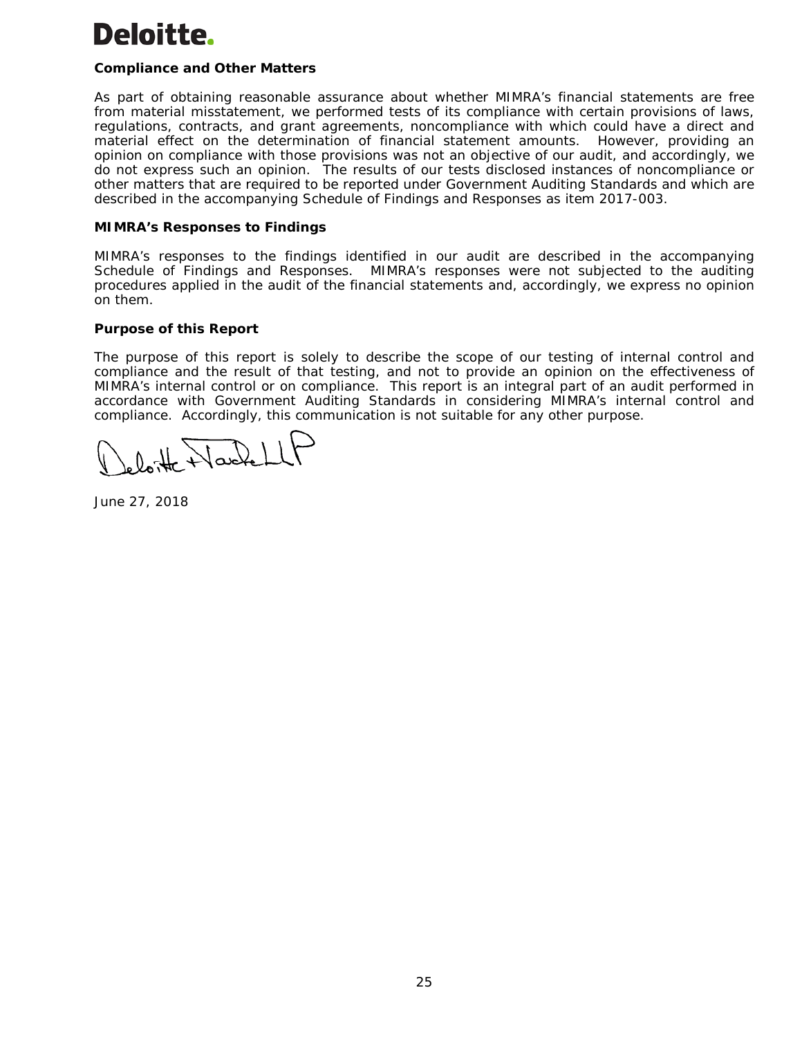**Deloitte.**

**Compliance and Other Matters**

As part of obtaining reasonable assurance about whether MIMRA's financial statements are free from material misstatement, we performed tests of its compliance with certain provisions of laws, regulations, contracts, and grant agreements, noncompliance with which could have a direct and material effect on the determination of financial statement amounts. However, providing an opinion on compliance with those provisions was not an objective of our audit, and accordingly, we do not express such an opinion. The results of our tests disclosed instances of noncompliance or other matters that are required to be reported under Government Auditing Standards and which are described in the accompanying Schedule of Findings and Responses as item 2017-003.

**MIMRA's Responses to Findings**

MIMRA's responses to the findings identified in our audit are described in the accompanying Schedule of Findings and Responses. MIMRA's responses were not subjected to the auditing procedures applied in the audit of the financial statements and, accordingly, we express no opinion on them.

**Purpose of this Report**

The purpose of this report is solely to describe the scope of our testing of internal control and compliance and the result of that testing, and not to provide an opinion on the effectiveness of MIMRA's internal control or on compliance. This report is an integral part of an audit performed in accordance with Government Auditing Standards in considering MIMRA's internal control and compliance. Accordingly, this communication is not suitable for any other purpose.

Deloitte & Touche LLP

June 27, 2018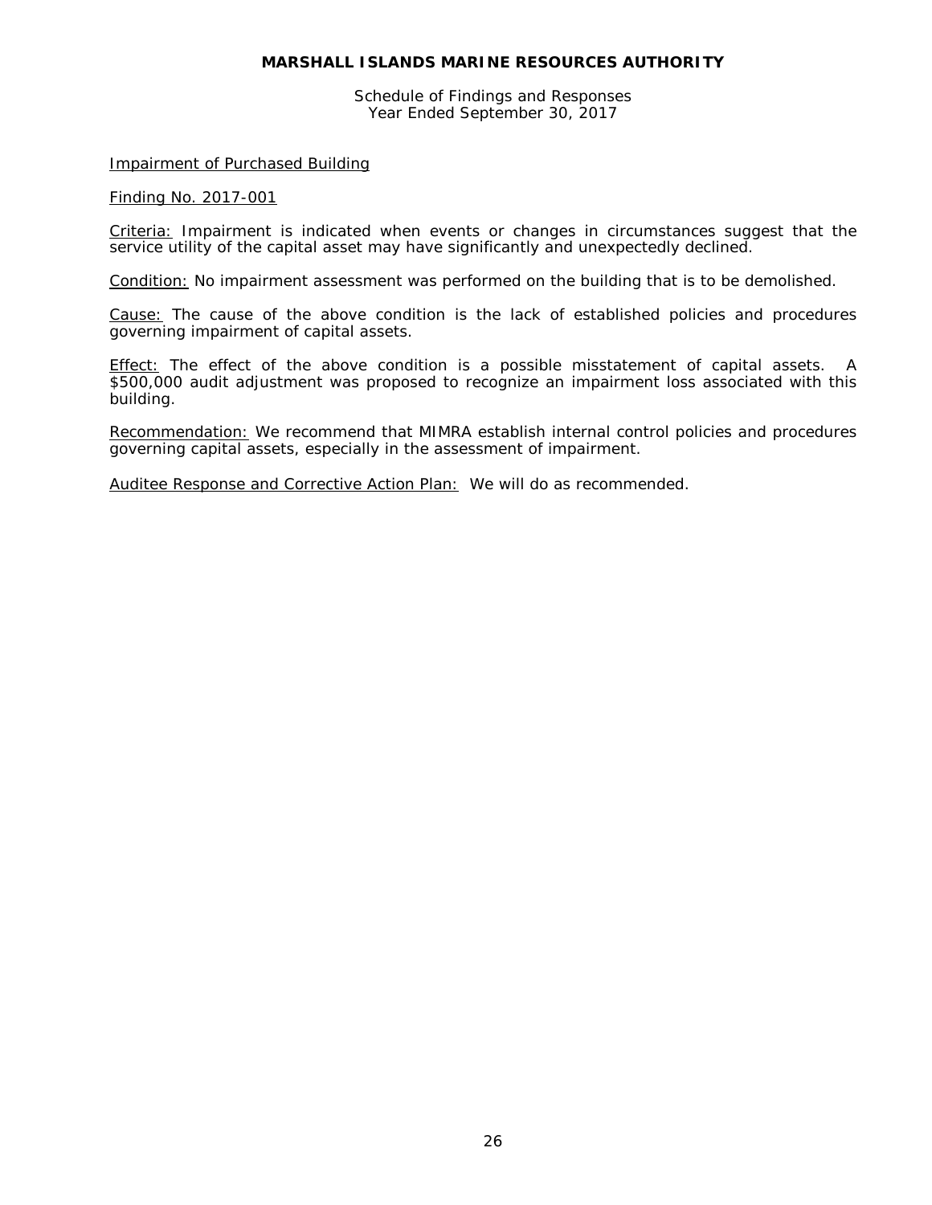# MARSHALL ISLANDS MARINE RESOURCES AUTHORITY

Schedule of Findings and Responses
Year Ended September 30, 2017

## Impairment of Purchased Building

### Finding No. 2017-001

Criteria: Impairment is indicated when events or changes in circumstances suggest that the service utility of the capital asset may have significantly and unexpectedly declined.

Condition: No impairment assessment was performed on the building that is to be demolished.

Cause: The cause of the above condition is the lack of established policies and procedures governing impairment of capital assets.

Effect: The effect of the above condition is a possible misstatement of capital assets. A $500,000 audit adjustment was proposed to recognize an impairment loss associated with this building.

Recommendation: We recommend that MIMRA establish internal control policies and procedures governing capital assets, especially in the assessment of impairment.

Auditee Response and Corrective Action Plan: We will do as recommended.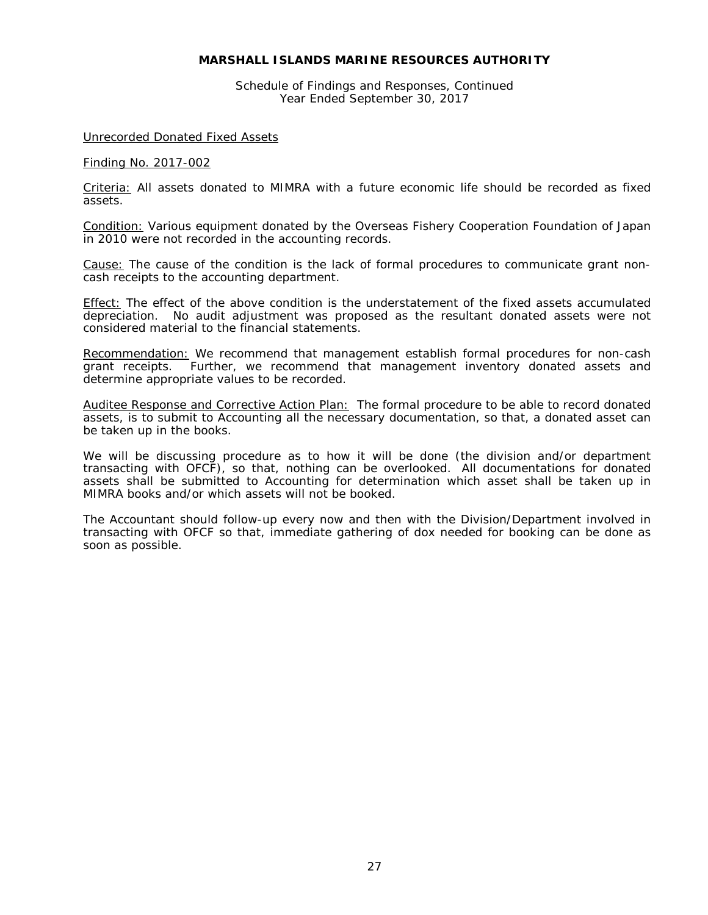**MARSHALL ISLANDS MARINE RESOURCES AUTHORITY**

Schedule of Findings and Responses, Continued
Year Ended September 30, 2017

Unrecorded Donated Fixed Assets

Finding No. 2017-002

Criteria: All assets donated to MIMRA with a future economic life should be recorded as fixed assets.

Condition: Various equipment donated by the Overseas Fishery Cooperation Foundation of Japan in 2010 were not recorded in the accounting records.

Cause: The cause of the condition is the lack of formal procedures to communicate grant non-cash receipts to the accounting department.

Effect: The effect of the above condition is the understatement of the fixed assets accumulated depreciation. No audit adjustment was proposed as the resultant donated assets were not considered material to the financial statements.

Recommendation: We recommend that management establish formal procedures for non-cash grant receipts. Further, we recommend that management inventory donated assets and determine appropriate values to be recorded.

Auditee Response and Corrective Action Plan: The formal procedure to be able to record donated assets, is to submit to Accounting all the necessary documentation, so that, a donated asset can be taken up in the books.

We will be discussing procedure as to how it will be done (the division and/or department transacting with OFCF), so that, nothing can be overlooked. All documentations for donated assets shall be submitted to Accounting for determination which asset shall be taken up in MIMRA books and/or which assets will not be booked.

The Accountant should follow-up every now and then with the Division/Department involved in transacting with OFCF so that, immediate gathering of dox needed for booking can be done as soon as possible.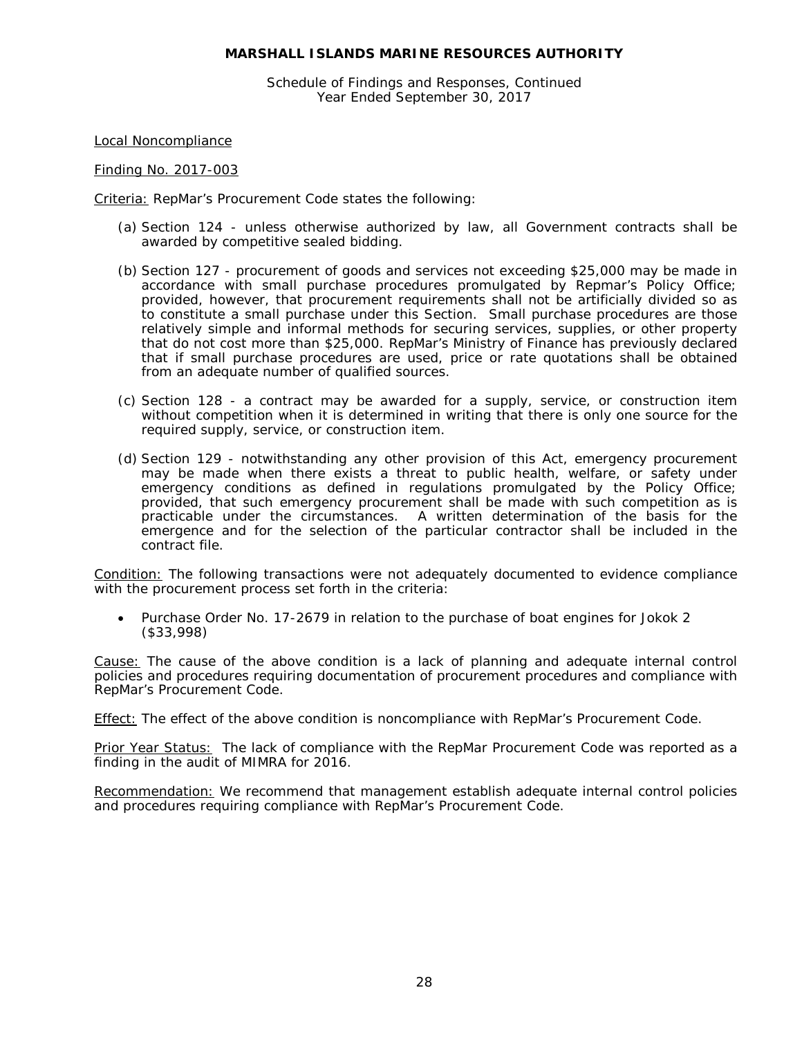**MARSHALL ISLANDS MARINE RESOURCES AUTHORITY**

Schedule of Findings and Responses, Continued
Year Ended September 30, 2017

Local Noncompliance

Finding No. 2017-003

Criteria: RepMar's Procurement Code states the following:

(a) Section 124 - unless otherwise authorized by law, all Government contracts shall be awarded by competitive sealed bidding.

(b) Section 127 - procurement of goods and services not exceeding $25,000 may be made in accordance with small purchase procedures promulgated by Repmar's Policy Office; provided, however, that procurement requirements shall not be artificially divided so as to constitute a small purchase under this Section. Small purchase procedures are those relatively simple and informal methods for securing services, supplies, or other property that do not cost more than $25,000. RepMar's Ministry of Finance has previously declared that if small purchase procedures are used, price or rate quotations shall be obtained from an adequate number of qualified sources.

(c) Section 128 - a contract may be awarded for a supply, service, or construction item without competition when it is determined in writing that there is only one source for the required supply, service, or construction item.

(d) Section 129 - notwithstanding any other provision of this Act, emergency procurement may be made when there exists a threat to public health, welfare, or safety under emergency conditions as defined in regulations promulgated by the Policy Office; provided, that such emergency procurement shall be made with such competition as is practicable under the circumstances. A written determination of the basis for the emergence and for the selection of the particular contractor shall be included in the contract file.

Condition: The following transactions were not adequately documented to evidence compliance with the procurement process set forth in the criteria:

- Purchase Order No. 17-2679 in relation to the purchase of boat engines for Jokok 2 ($33,998)

Cause: The cause of the above condition is a lack of planning and adequate internal control policies and procedures requiring documentation of procurement procedures and compliance with RepMar's Procurement Code.

Effect: The effect of the above condition is noncompliance with RepMar's Procurement Code.

Prior Year Status: The lack of compliance with the RepMar Procurement Code was reported as a finding in the audit of MIMRA for 2016.

Recommendation: We recommend that management establish adequate internal control policies and procedures requiring compliance with RepMar's Procurement Code.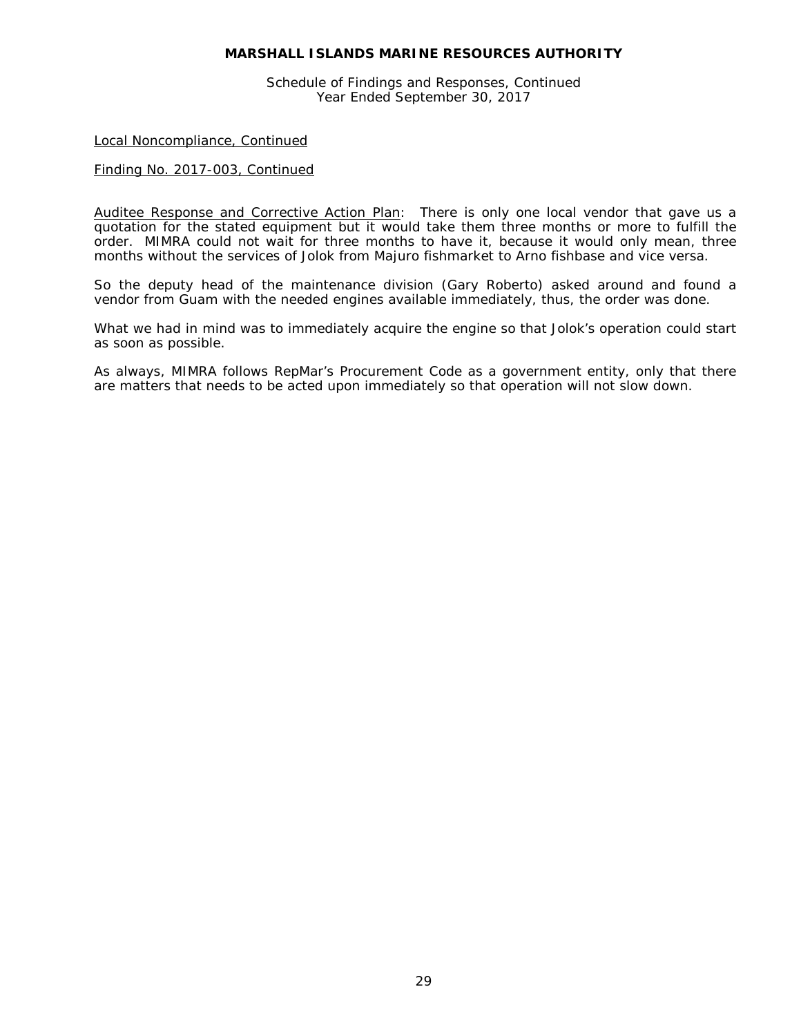Local Noncompliance, Continued

Finding No. 2017-003, Continued

Auditee Response and Corrective Action Plan: There is only one local vendor that gave us a quotation for the stated equipment but it would take them three months or more to fulfill the order. MIMRA could not wait for three months to have it, because it would only mean, three months without the services of Jolok from Majuro fishmarket to Arno fishbase and vice versa.

So the deputy head of the maintenance division (Gary Roberto) asked around and found a vendor from Guam with the needed engines available immediately, thus, the order was done.

What we had in mind was to immediately acquire the engine so that Jolok's operation could start as soon as possible.

As always, MIMRA follows RepMar's Procurement Code as a government entity, only that there are matters that needs to be acted upon immediately so that operation will not slow down.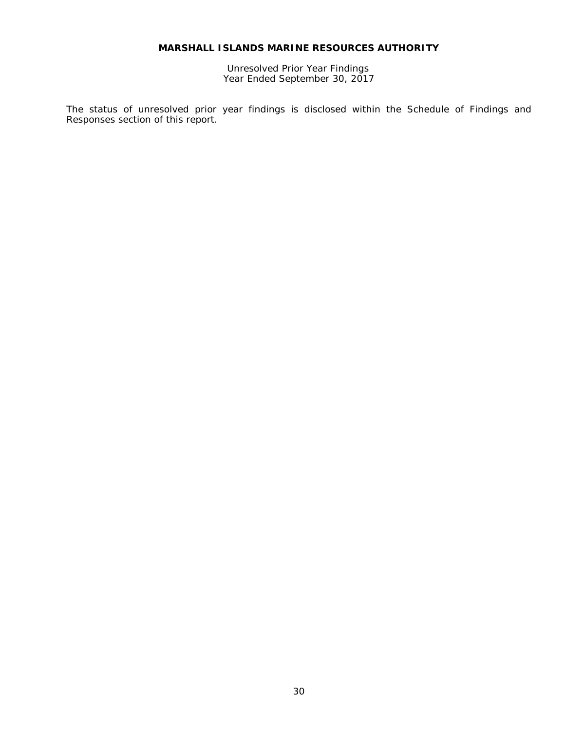**MARSHALL ISLANDS MARINE RESOURCES AUTHORITY**

Unresolved Prior Year Findings
Year Ended September 30, 2017

The status of unresolved prior year findings is disclosed within the Schedule of Findings and Responses section of this report.